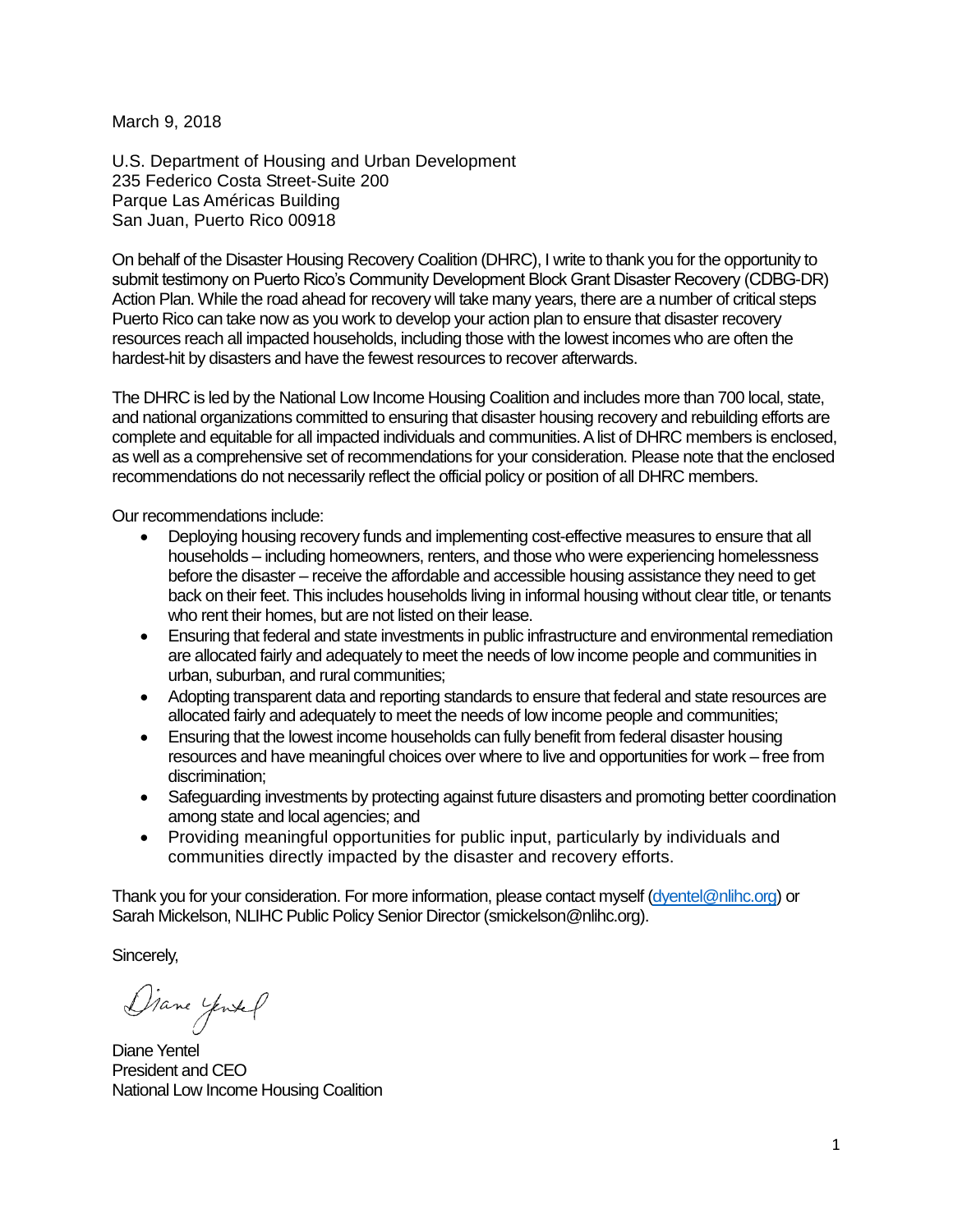March 9, 2018

U.S. Department of Housing and Urban Development  
235 Federico Costa Street-Suite 200  
Parque Las Américas Building  
San Juan, Puerto Rico 00918

On behalf of the Disaster Housing Recovery Coalition (DHRC), I write to thank you for the opportunity to submit testimony on Puerto Rico's Community Development Block Grant Disaster Recovery (CDBG-DR) Action Plan. While the road ahead for recovery will take many years, there are a number of critical steps Puerto Rico can take now as you work to develop your action plan to ensure that disaster recovery resources reach all impacted households, including those with the lowest incomes who are often the hardest-hit by disasters and have the fewest resources to recover afterwards.

The DHRC is led by the National Low Income Housing Coalition and includes more than 700 local, state, and national organizations committed to ensuring that disaster housing recovery and rebuilding efforts are complete and equitable for all impacted individuals and communities. A list of DHRC members is enclosed, as well as a comprehensive set of recommendations for your consideration. Please note that the enclosed recommendations do not necessarily reflect the official policy or position of all DHRC members.

Our recommendations include:

- Deploying housing recovery funds and implementing cost-effective measures to ensure that all households – including homeowners, renters, and those who were experiencing homelessness before the disaster – receive the affordable and accessible housing assistance they need to get back on their feet. This includes households living in informal housing without clear title, or tenants who rent their homes, but are not listed on their lease.
- Ensuring that federal and state investments in public infrastructure and environmental remediation are allocated fairly and adequately to meet the needs of low income people and communities in urban, suburban, and rural communities;
- Adopting transparent data and reporting standards to ensure that federal and state resources are allocated fairly and adequately to meet the needs of low income people and communities;
- Ensuring that the lowest income households can fully benefit from federal disaster housing resources and have meaningful choices over where to live and opportunities for work – free from discrimination;
- Safeguarding investments by protecting against future disasters and promoting better coordination among state and local agencies; and
- Providing meaningful opportunities for public input, particularly by individuals and communities directly impacted by the disaster and recovery efforts.

Thank you for your consideration. For more information, please contact myself (dyentel@nlihc.org) or Sarah Mickelson, NLIHC Public Policy Senior Director (smickelson@nlihc.org).

Sincerely,

Diane Yentel  
President and CEO  
National Low Income Housing Coalition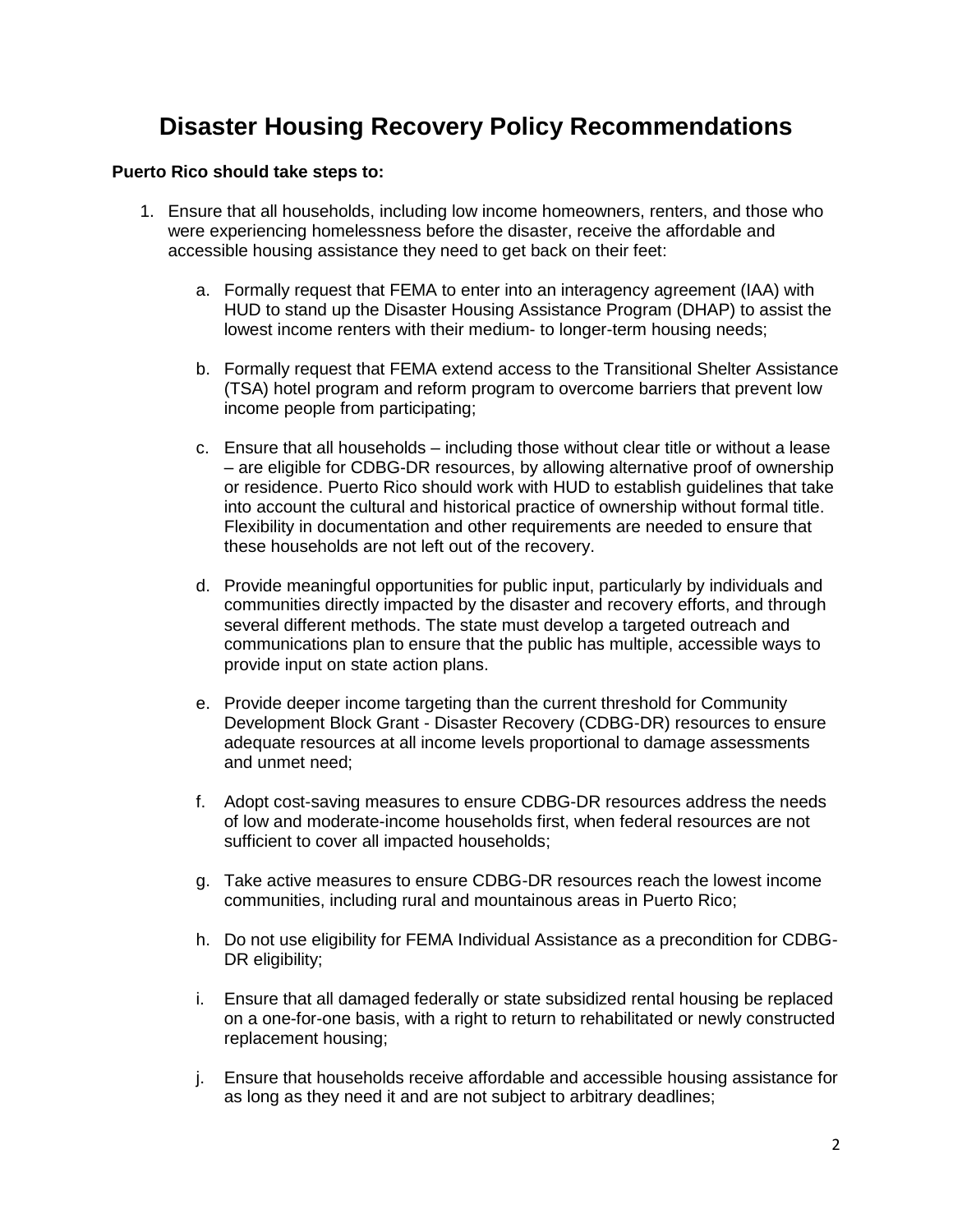# Disaster Housing Recovery Policy Recommendations

**Puerto Rico should take steps to:**

1. Ensure that all households, including low income homeowners, renters, and those who were experiencing homelessness before the disaster, receive the affordable and accessible housing assistance they need to get back on their feet:

    a. Formally request that FEMA to enter into an interagency agreement (IAA) with HUD to stand up the Disaster Housing Assistance Program (DHAP) to assist the lowest income renters with their medium- to longer-term housing needs;

    b. Formally request that FEMA extend access to the Transitional Shelter Assistance (TSA) hotel program and reform program to overcome barriers that prevent low income people from participating;

    c. Ensure that all households – including those without clear title or without a lease – are eligible for CDBG-DR resources, by allowing alternative proof of ownership or residence. Puerto Rico should work with HUD to establish guidelines that take into account the cultural and historical practice of ownership without formal title. Flexibility in documentation and other requirements are needed to ensure that these households are not left out of the recovery.

    d. Provide meaningful opportunities for public input, particularly by individuals and communities directly impacted by the disaster and recovery efforts, and through several different methods. The state must develop a targeted outreach and communications plan to ensure that the public has multiple, accessible ways to provide input on state action plans.

    e. Provide deeper income targeting than the current threshold for Community Development Block Grant - Disaster Recovery (CDBG-DR) resources to ensure adequate resources at all income levels proportional to damage assessments and unmet need;

    f. Adopt cost-saving measures to ensure CDBG-DR resources address the needs of low and moderate-income households first, when federal resources are not sufficient to cover all impacted households;

    g. Take active measures to ensure CDBG-DR resources reach the lowest income communities, including rural and mountainous areas in Puerto Rico;

    h. Do not use eligibility for FEMA Individual Assistance as a precondition for CDBG-DR eligibility;

    i. Ensure that all damaged federally or state subsidized rental housing be replaced on a one-for-one basis, with a right to return to rehabilitated or newly constructed replacement housing;

    j. Ensure that households receive affordable and accessible housing assistance for as long as they need it and are not subject to arbitrary deadlines;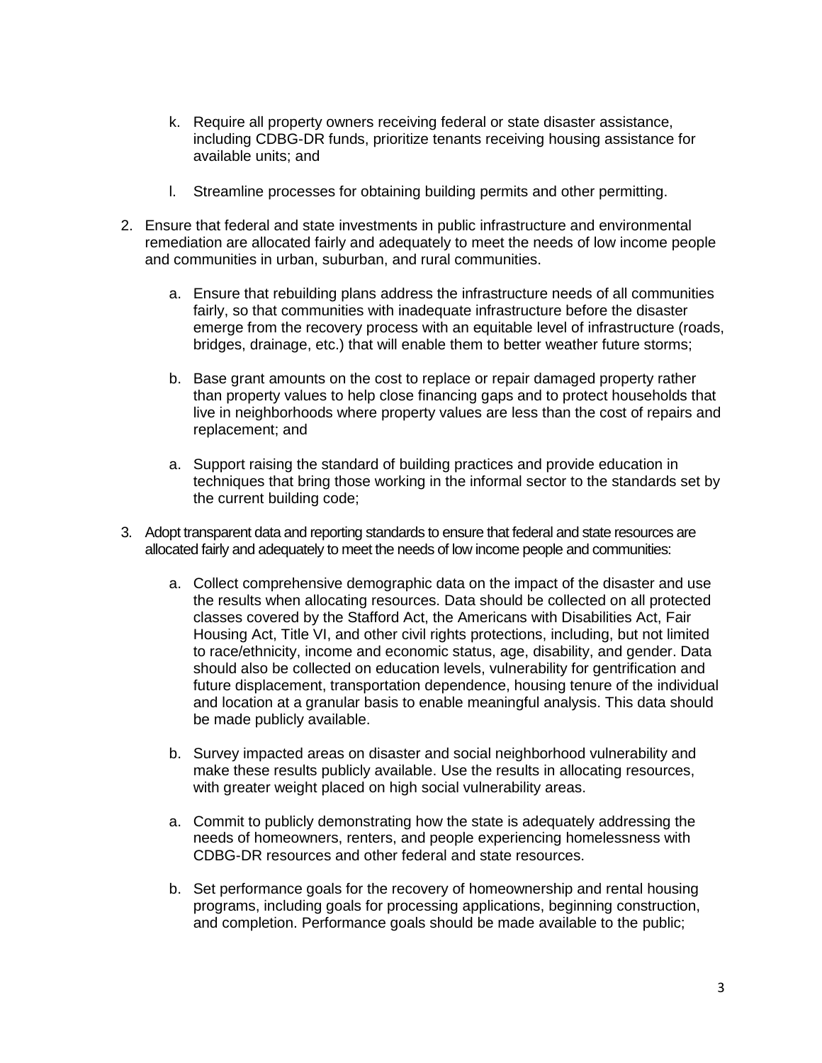k. Require all property owners receiving federal or state disaster assistance, including CDBG-DR funds, prioritize tenants receiving housing assistance for available units; and

   l. Streamline processes for obtaining building permits and other permitting.

2. Ensure that federal and state investments in public infrastructure and environmental remediation are allocated fairly and adequately to meet the needs of low income people and communities in urban, suburban, and rural communities.

   a. Ensure that rebuilding plans address the infrastructure needs of all communities fairly, so that communities with inadequate infrastructure before the disaster emerge from the recovery process with an equitable level of infrastructure (roads, bridges, drainage, etc.) that will enable them to better weather future storms;

   b. Base grant amounts on the cost to replace or repair damaged property rather than property values to help close financing gaps and to protect households that live in neighborhoods where property values are less than the cost of repairs and replacement; and

   a. Support raising the standard of building practices and provide education in techniques that bring those working in the informal sector to the standards set by the current building code;

3. Adopt transparent data and reporting standards to ensure that federal and state resources are allocated fairly and adequately to meet the needs of low income people and communities:

   a. Collect comprehensive demographic data on the impact of the disaster and use the results when allocating resources. Data should be collected on all protected classes covered by the Stafford Act, the Americans with Disabilities Act, Fair Housing Act, Title VI, and other civil rights protections, including, but not limited to race/ethnicity, income and economic status, age, disability, and gender. Data should also be collected on education levels, vulnerability for gentrification and future displacement, transportation dependence, housing tenure of the individual and location at a granular basis to enable meaningful analysis. This data should be made publicly available.

   b. Survey impacted areas on disaster and social neighborhood vulnerability and make these results publicly available. Use the results in allocating resources, with greater weight placed on high social vulnerability areas.

   a. Commit to publicly demonstrating how the state is adequately addressing the needs of homeowners, renters, and people experiencing homelessness with CDBG-DR resources and other federal and state resources.

   b. Set performance goals for the recovery of homeownership and rental housing programs, including goals for processing applications, beginning construction, and completion. Performance goals should be made available to the public;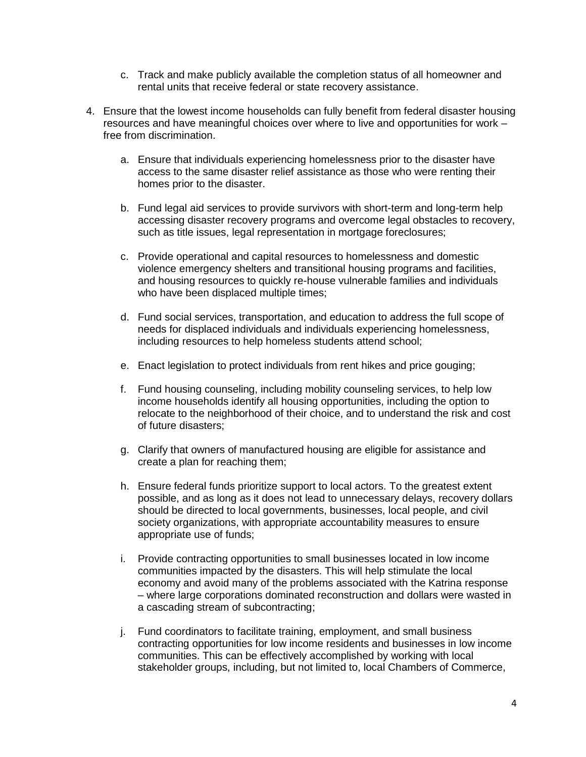c. Track and make publicly available the completion status of all homeowner and rental units that receive federal or state recovery assistance.

4. Ensure that the lowest income households can fully benefit from federal disaster housing resources and have meaningful choices over where to live and opportunities for work – free from discrimination.

   a. Ensure that individuals experiencing homelessness prior to the disaster have access to the same disaster relief assistance as those who were renting their homes prior to the disaster.

   b. Fund legal aid services to provide survivors with short-term and long-term help accessing disaster recovery programs and overcome legal obstacles to recovery, such as title issues, legal representation in mortgage foreclosures;

   c. Provide operational and capital resources to homelessness and domestic violence emergency shelters and transitional housing programs and facilities, and housing resources to quickly re-house vulnerable families and individuals who have been displaced multiple times;

   d. Fund social services, transportation, and education to address the full scope of needs for displaced individuals and individuals experiencing homelessness, including resources to help homeless students attend school;

   e. Enact legislation to protect individuals from rent hikes and price gouging;

   f. Fund housing counseling, including mobility counseling services, to help low income households identify all housing opportunities, including the option to relocate to the neighborhood of their choice, and to understand the risk and cost of future disasters;

   g. Clarify that owners of manufactured housing are eligible for assistance and create a plan for reaching them;

   h. Ensure federal funds prioritize support to local actors. To the greatest extent possible, and as long as it does not lead to unnecessary delays, recovery dollars should be directed to local governments, businesses, local people, and civil society organizations, with appropriate accountability measures to ensure appropriate use of funds;

   i. Provide contracting opportunities to small businesses located in low income communities impacted by the disasters. This will help stimulate the local economy and avoid many of the problems associated with the Katrina response – where large corporations dominated reconstruction and dollars were wasted in a cascading stream of subcontracting;

   j. Fund coordinators to facilitate training, employment, and small business contracting opportunities for low income residents and businesses in low income communities. This can be effectively accomplished by working with local stakeholder groups, including, but not limited to, local Chambers of Commerce,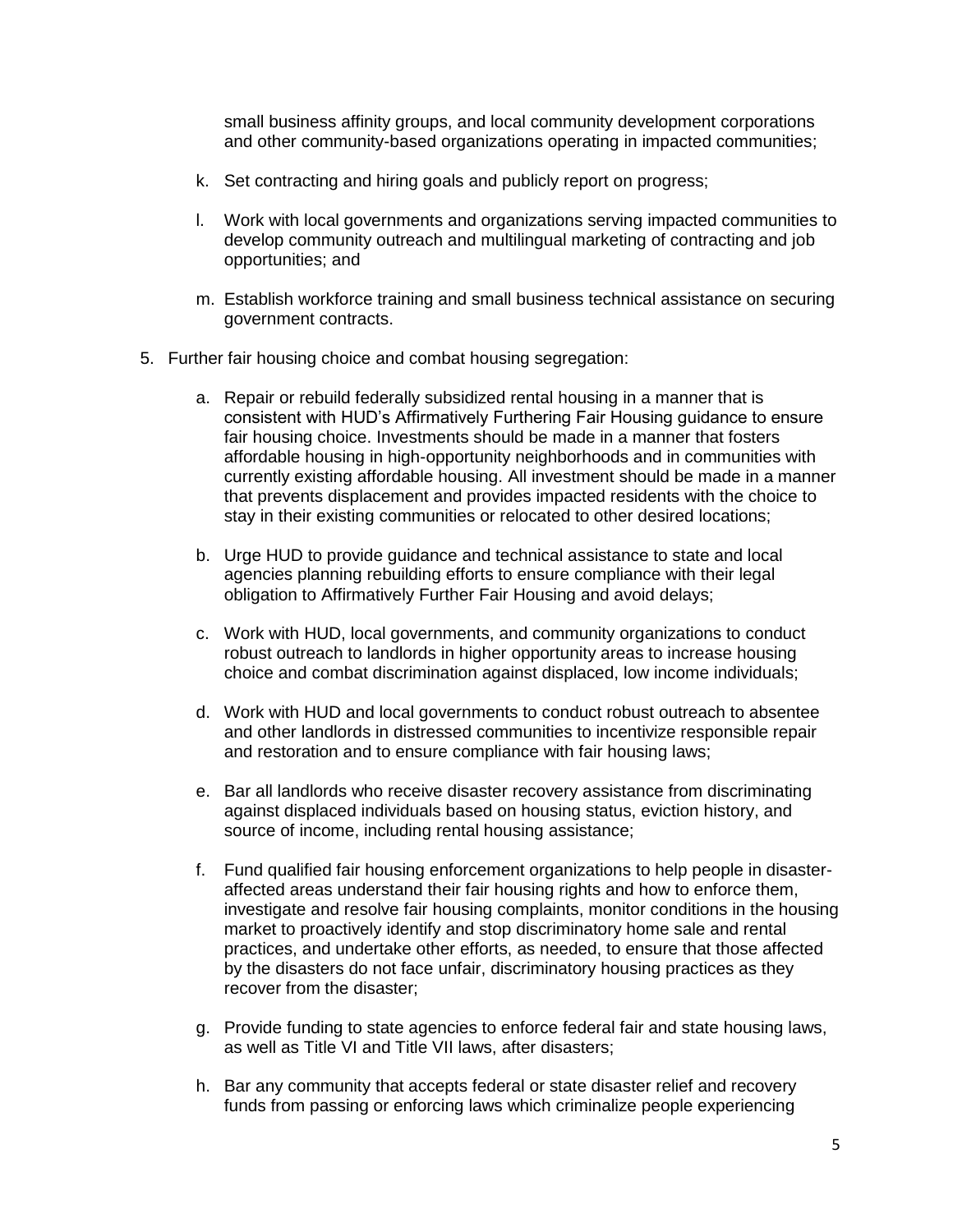small business affinity groups, and local community development corporations and other community-based organizations operating in impacted communities;

k. Set contracting and hiring goals and publicly report on progress;

l. Work with local governments and organizations serving impacted communities to develop community outreach and multilingual marketing of contracting and job opportunities; and

m. Establish workforce training and small business technical assistance on securing government contracts.

5. Further fair housing choice and combat housing segregation:

   a. Repair or rebuild federally subsidized rental housing in a manner that is consistent with HUD's Affirmatively Furthering Fair Housing guidance to ensure fair housing choice. Investments should be made in a manner that fosters affordable housing in high-opportunity neighborhoods and in communities with currently existing affordable housing. All investment should be made in a manner that prevents displacement and provides impacted residents with the choice to stay in their existing communities or relocated to other desired locations;

   b. Urge HUD to provide guidance and technical assistance to state and local agencies planning rebuilding efforts to ensure compliance with their legal obligation to Affirmatively Further Fair Housing and avoid delays;

   c. Work with HUD, local governments, and community organizations to conduct robust outreach to landlords in higher opportunity areas to increase housing choice and combat discrimination against displaced, low income individuals;

   d. Work with HUD and local governments to conduct robust outreach to absentee and other landlords in distressed communities to incentivize responsible repair and restoration and to ensure compliance with fair housing laws;

   e. Bar all landlords who receive disaster recovery assistance from discriminating against displaced individuals based on housing status, eviction history, and source of income, including rental housing assistance;

   f. Fund qualified fair housing enforcement organizations to help people in disaster-affected areas understand their fair housing rights and how to enforce them, investigate and resolve fair housing complaints, monitor conditions in the housing market to proactively identify and stop discriminatory home sale and rental practices, and undertake other efforts, as needed, to ensure that those affected by the disasters do not face unfair, discriminatory housing practices as they recover from the disaster;

   g. Provide funding to state agencies to enforce federal fair and state housing laws, as well as Title VI and Title VII laws, after disasters;

   h. Bar any community that accepts federal or state disaster relief and recovery funds from passing or enforcing laws which criminalize people experiencing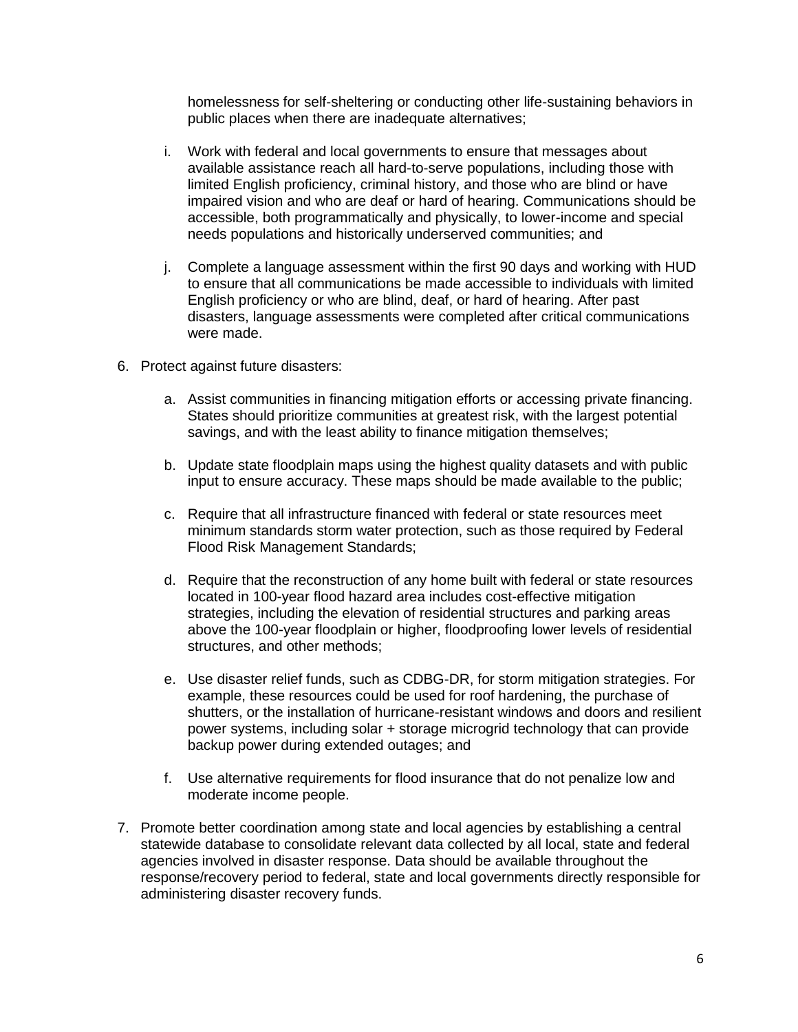homelessness for self-sheltering or conducting other life-sustaining behaviors in public places when there are inadequate alternatives;

   i. Work with federal and local governments to ensure that messages about available assistance reach all hard-to-serve populations, including those with limited English proficiency, criminal history, and those who are blind or have impaired vision and who are deaf or hard of hearing. Communications should be accessible, both programmatically and physically, to lower-income and special needs populations and historically underserved communities; and

   j. Complete a language assessment within the first 90 days and working with HUD to ensure that all communications be made accessible to individuals with limited English proficiency or who are blind, deaf, or hard of hearing. After past disasters, language assessments were completed after critical communications were made.

6. Protect against future disasters:

   a. Assist communities in financing mitigation efforts or accessing private financing. States should prioritize communities at greatest risk, with the largest potential savings, and with the least ability to finance mitigation themselves;

   b. Update state floodplain maps using the highest quality datasets and with public input to ensure accuracy. These maps should be made available to the public;

   c. Require that all infrastructure financed with federal or state resources meet minimum standards storm water protection, such as those required by Federal Flood Risk Management Standards;

   d. Require that the reconstruction of any home built with federal or state resources located in 100-year flood hazard area includes cost-effective mitigation strategies, including the elevation of residential structures and parking areas above the 100-year floodplain or higher, floodproofing lower levels of residential structures, and other methods;

   e. Use disaster relief funds, such as CDBG-DR, for storm mitigation strategies. For example, these resources could be used for roof hardening, the purchase of shutters, or the installation of hurricane-resistant windows and doors and resilient power systems, including solar + storage microgrid technology that can provide backup power during extended outages; and

   f. Use alternative requirements for flood insurance that do not penalize low and moderate income people.

7. Promote better coordination among state and local agencies by establishing a central statewide database to consolidate relevant data collected by all local, state and federal agencies involved in disaster response. Data should be available throughout the response/recovery period to federal, state and local governments directly responsible for administering disaster recovery funds.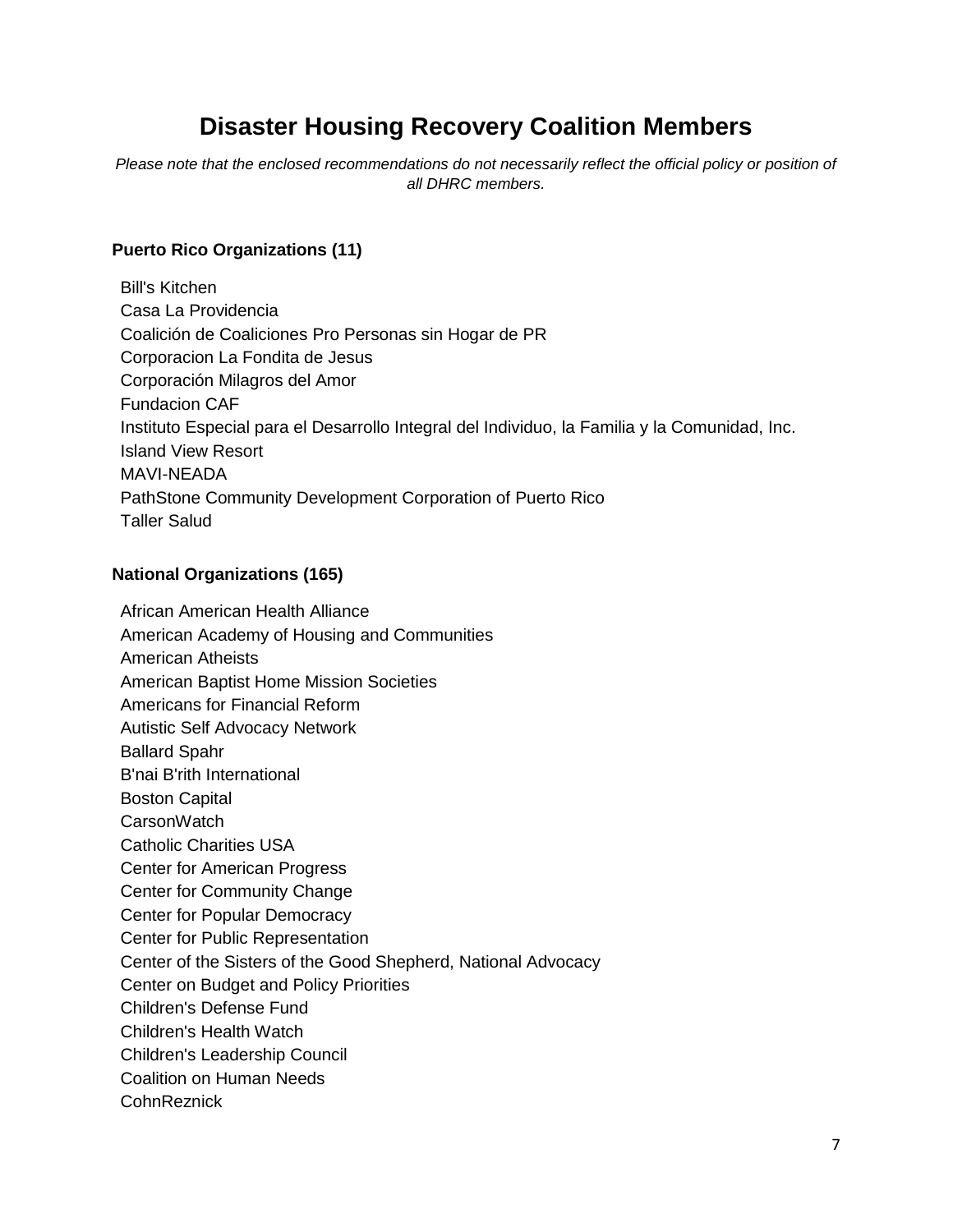# Disaster Housing Recovery Coalition Members

*Please note that the enclosed recommendations do not necessarily reflect the official policy or position of all DHRC members.*

**Puerto Rico Organizations (11)**

Bill's Kitchen
Casa La Providencia
Coalición de Coaliciones Pro Personas sin Hogar de PR
Corporacion La Fondita de Jesus
Corporación Milagros del Amor
Fundacion CAF
Instituto Especial para el Desarrollo Integral del Individuo, la Familia y la Comunidad, Inc.
Island View Resort
MAVI-NEADA
PathStone Community Development Corporation of Puerto Rico
Taller Salud

**National Organizations (165)**

African American Health Alliance
American Academy of Housing and Communities
American Atheists
American Baptist Home Mission Societies
Americans for Financial Reform
Autistic Self Advocacy Network
Ballard Spahr
B'nai B'rith International
Boston Capital
CarsonWatch
Catholic Charities USA
Center for American Progress
Center for Community Change
Center for Popular Democracy
Center for Public Representation
Center of the Sisters of the Good Shepherd, National Advocacy
Center on Budget and Policy Priorities
Children's Defense Fund
Children's Health Watch
Children's Leadership Council
Coalition on Human Needs
CohnReznick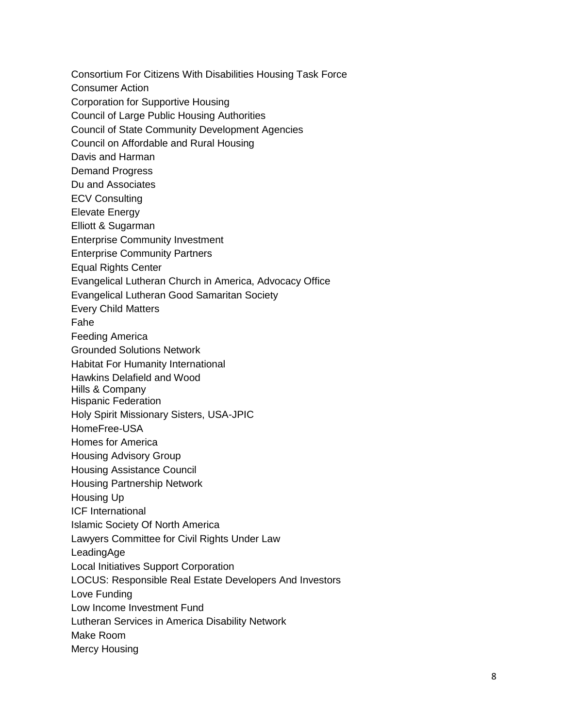Consortium For Citizens With Disabilities Housing Task Force
Consumer Action
Corporation for Supportive Housing
Council of Large Public Housing Authorities
Council of State Community Development Agencies
Council on Affordable and Rural Housing
Davis and Harman
Demand Progress
Du and Associates
ECV Consulting
Elevate Energy
Elliott & Sugarman
Enterprise Community Investment
Enterprise Community Partners
Equal Rights Center
Evangelical Lutheran Church in America, Advocacy Office
Evangelical Lutheran Good Samaritan Society
Every Child Matters
Fahe
Feeding America
Grounded Solutions Network
Habitat For Humanity International
Hawkins Delafield and Wood
Hills & Company
Hispanic Federation
Holy Spirit Missionary Sisters, USA-JPIC
HomeFree-USA
Homes for America
Housing Advisory Group
Housing Assistance Council
Housing Partnership Network
Housing Up
ICF International
Islamic Society Of North America
Lawyers Committee for Civil Rights Under Law
LeadingAge
Local Initiatives Support Corporation
LOCUS: Responsible Real Estate Developers And Investors
Love Funding
Low Income Investment Fund
Lutheran Services in America Disability Network
Make Room
Mercy Housing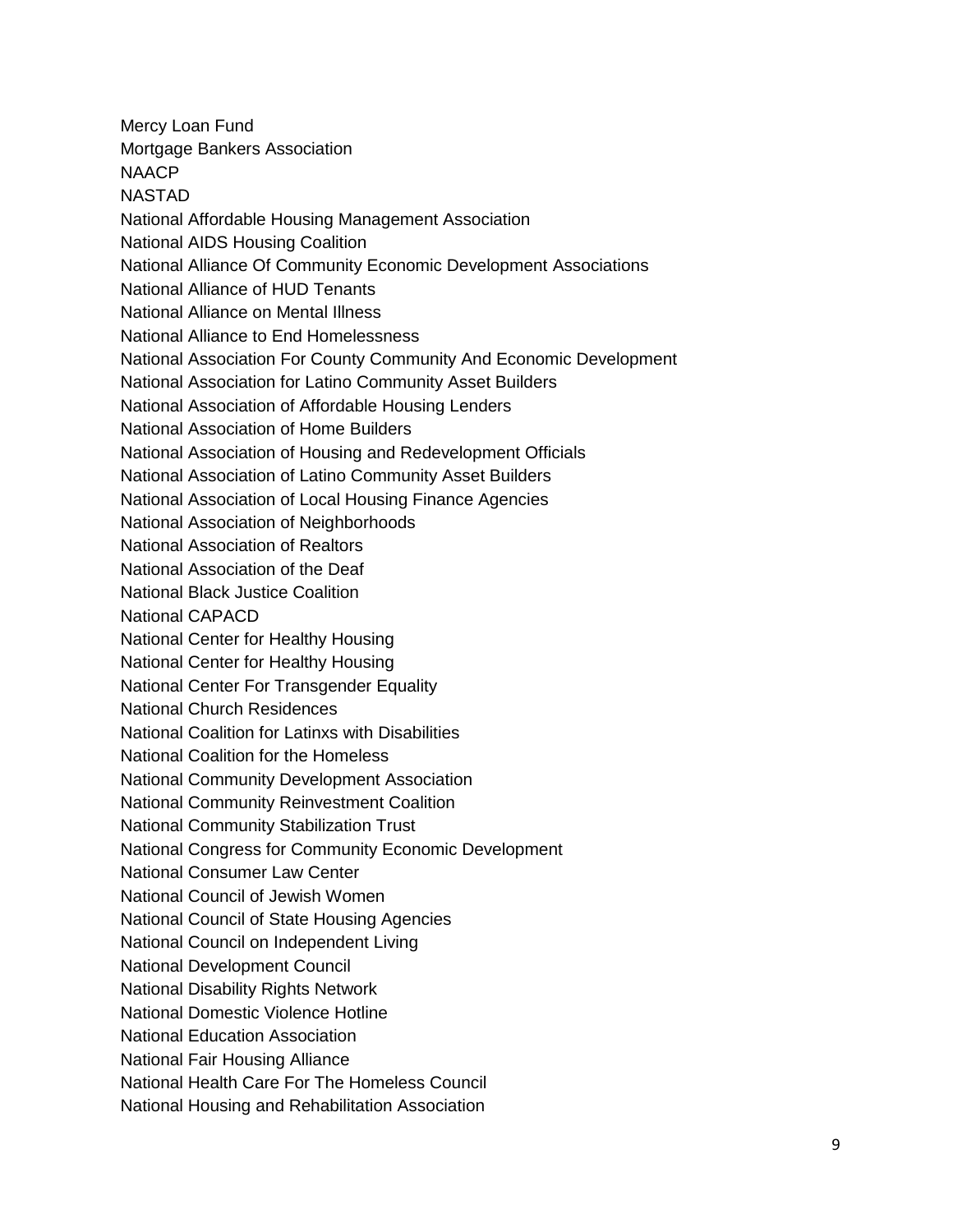Mercy Loan Fund
Mortgage Bankers Association
NAACP
NASTAD
National Affordable Housing Management Association
National AIDS Housing Coalition
National Alliance Of Community Economic Development Associations
National Alliance of HUD Tenants
National Alliance on Mental Illness
National Alliance to End Homelessness
National Association For County Community And Economic Development
National Association for Latino Community Asset Builders
National Association of Affordable Housing Lenders
National Association of Home Builders
National Association of Housing and Redevelopment Officials
National Association of Latino Community Asset Builders
National Association of Local Housing Finance Agencies
National Association of Neighborhoods
National Association of Realtors
National Association of the Deaf
National Black Justice Coalition
National CAPACD
National Center for Healthy Housing
National Center for Healthy Housing
National Center For Transgender Equality
National Church Residences
National Coalition for Latinxs with Disabilities
National Coalition for the Homeless
National Community Development Association
National Community Reinvestment Coalition
National Community Stabilization Trust
National Congress for Community Economic Development
National Consumer Law Center
National Council of Jewish Women
National Council of State Housing Agencies
National Council on Independent Living
National Development Council
National Disability Rights Network
National Domestic Violence Hotline
National Education Association
National Fair Housing Alliance
National Health Care For The Homeless Council
National Housing and Rehabilitation Association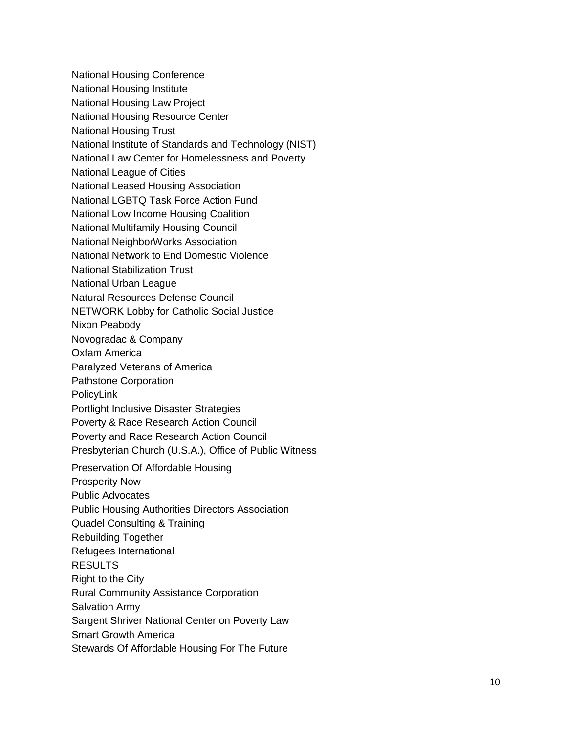National Housing Conference
National Housing Institute
National Housing Law Project
National Housing Resource Center
National Housing Trust
National Institute of Standards and Technology (NIST)
National Law Center for Homelessness and Poverty
National League of Cities
National Leased Housing Association
National LGBTQ Task Force Action Fund
National Low Income Housing Coalition
National Multifamily Housing Council
National NeighborWorks Association
National Network to End Domestic Violence
National Stabilization Trust
National Urban League
Natural Resources Defense Council
NETWORK Lobby for Catholic Social Justice
Nixon Peabody
Novogradac & Company
Oxfam America
Paralyzed Veterans of America
Pathstone Corporation
PolicyLink
Portlight Inclusive Disaster Strategies
Poverty & Race Research Action Council
Poverty and Race Research Action Council
Presbyterian Church (U.S.A.), Office of Public Witness
Preservation Of Affordable Housing
Prosperity Now
Public Advocates
Public Housing Authorities Directors Association
Quadel Consulting & Training
Rebuilding Together
Refugees International
RESULTS
Right to the City
Rural Community Assistance Corporation
Salvation Army
Sargent Shriver National Center on Poverty Law
Smart Growth America
Stewards Of Affordable Housing For The Future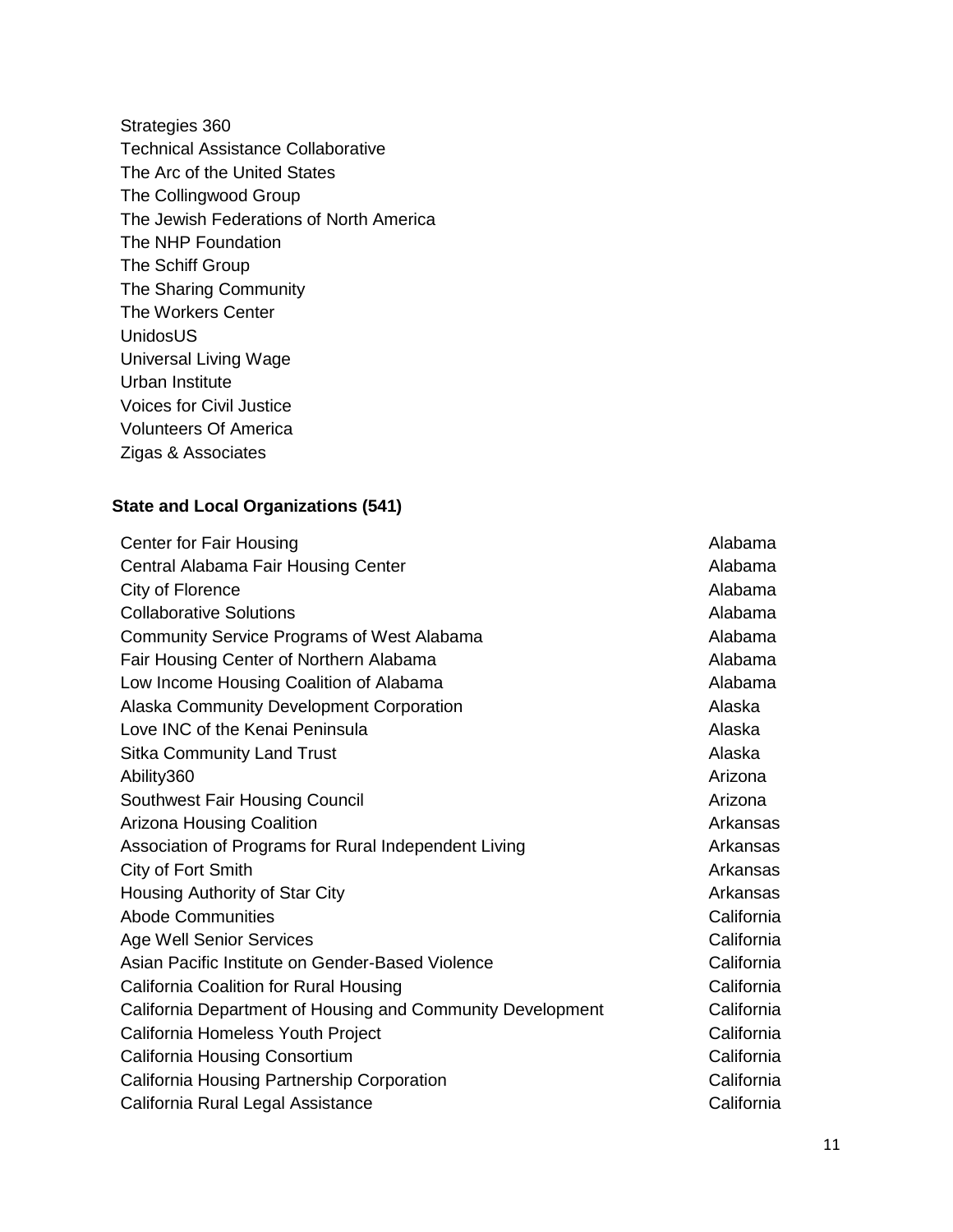Strategies 360
Technical Assistance Collaborative
The Arc of the United States
The Collingwood Group
The Jewish Federations of North America
The NHP Foundation
The Schiff Group
The Sharing Community
The Workers Center
UnidosUS
Universal Living Wage
Urban Institute
Voices for Civil Justice
Volunteers Of America
Zigas & Associates

**State and Local Organizations (541)**

| | |
|---|---|
| Center for Fair Housing | Alabama |
| Central Alabama Fair Housing Center | Alabama |
| City of Florence | Alabama |
| Collaborative Solutions | Alabama |
| Community Service Programs of West Alabama | Alabama |
| Fair Housing Center of Northern Alabama | Alabama |
| Low Income Housing Coalition of Alabama | Alabama |
| Alaska Community Development Corporation | Alaska |
| Love INC of the Kenai Peninsula | Alaska |
| Sitka Community Land Trust | Alaska |
| Ability360 | Arizona |
| Southwest Fair Housing Council | Arizona |
| Arizona Housing Coalition | Arkansas |
| Association of Programs for Rural Independent Living | Arkansas |
| City of Fort Smith | Arkansas |
| Housing Authority of Star City | Arkansas |
| Abode Communities | California |
| Age Well Senior Services | California |
| Asian Pacific Institute on Gender-Based Violence | California |
| California Coalition for Rural Housing | California |
| California Department of Housing and Community Development | California |
| California Homeless Youth Project | California |
| California Housing Consortium | California |
| California Housing Partnership Corporation | California |
| California Rural Legal Assistance | California |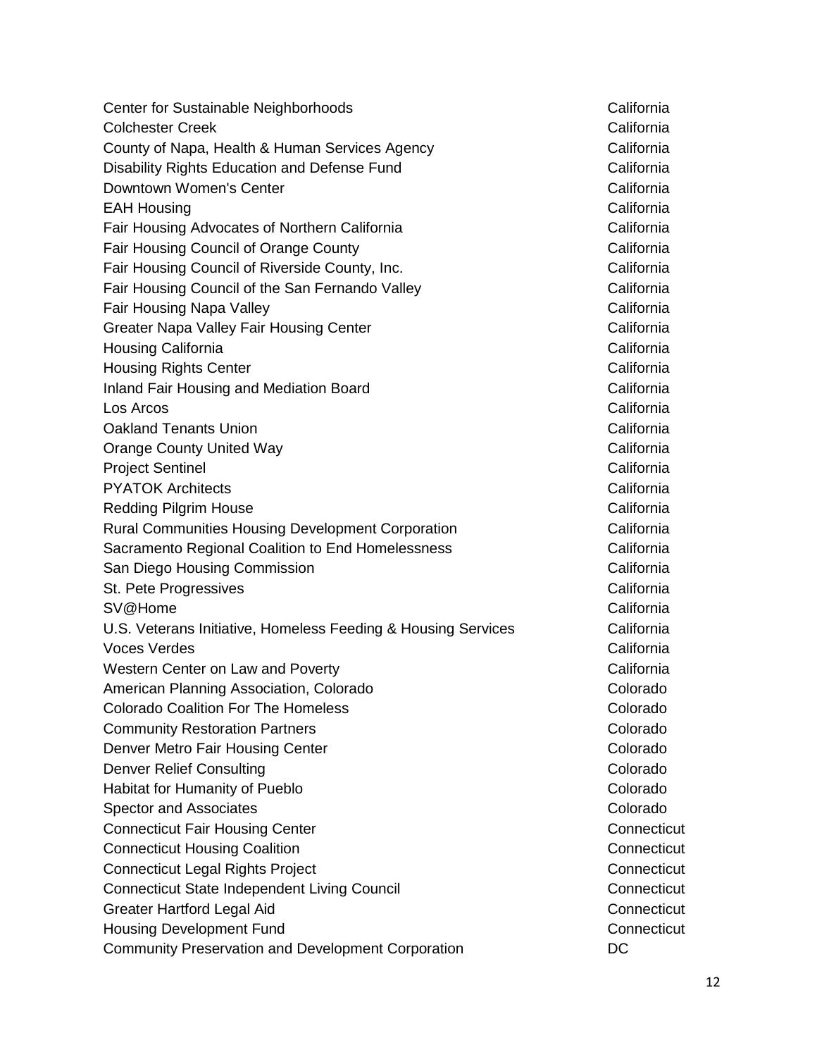| | |
|---|---|
| Center for Sustainable Neighborhoods | California |
| Colchester Creek | California |
| County of Napa, Health & Human Services Agency | California |
| Disability Rights Education and Defense Fund | California |
| Downtown Women's Center | California |
| EAH Housing | California |
| Fair Housing Advocates of Northern California | California |
| Fair Housing Council of Orange County | California |
| Fair Housing Council of Riverside County, Inc. | California |
| Fair Housing Council of the San Fernando Valley | California |
| Fair Housing Napa Valley | California |
| Greater Napa Valley Fair Housing Center | California |
| Housing California | California |
| Housing Rights Center | California |
| Inland Fair Housing and Mediation Board | California |
| Los Arcos | California |
| Oakland Tenants Union | California |
| Orange County United Way | California |
| Project Sentinel | California |
| PYATOK Architects | California |
| Redding Pilgrim House | California |
| Rural Communities Housing Development Corporation | California |
| Sacramento Regional Coalition to End Homelessness | California |
| San Diego Housing Commission | California |
| St. Pete Progressives | California |
| SV@Home | California |
| U.S. Veterans Initiative, Homeless Feeding & Housing Services | California |
| Voces Verdes | California |
| Western Center on Law and Poverty | California |
| American Planning Association, Colorado | Colorado |
| Colorado Coalition For The Homeless | Colorado |
| Community Restoration Partners | Colorado |
| Denver Metro Fair Housing Center | Colorado |
| Denver Relief Consulting | Colorado |
| Habitat for Humanity of Pueblo | Colorado |
| Spector and Associates | Colorado |
| Connecticut Fair Housing Center | Connecticut |
| Connecticut Housing Coalition | Connecticut |
| Connecticut Legal Rights Project | Connecticut |
| Connecticut State Independent Living Council | Connecticut |
| Greater Hartford Legal Aid | Connecticut |
| Housing Development Fund | Connecticut |
| Community Preservation and Development Corporation | DC |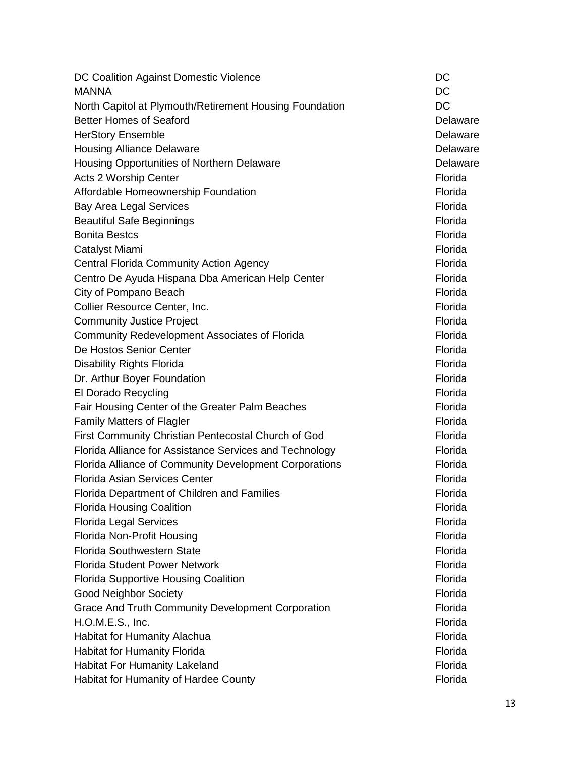| | |
|---|---|
| DC Coalition Against Domestic Violence | DC |
| MANNA | DC |
| North Capitol at Plymouth/Retirement Housing Foundation | DC |
| Better Homes of Seaford | Delaware |
| HerStory Ensemble | Delaware |
| Housing Alliance Delaware | Delaware |
| Housing Opportunities of Northern Delaware | Delaware |
| Acts 2 Worship Center | Florida |
| Affordable Homeownership Foundation | Florida |
| Bay Area Legal Services | Florida |
| Beautiful Safe Beginnings | Florida |
| Bonita Bestcs | Florida |
| Catalyst Miami | Florida |
| Central Florida Community Action Agency | Florida |
| Centro De Ayuda Hispana Dba American Help Center | Florida |
| City of Pompano Beach | Florida |
| Collier Resource Center, Inc. | Florida |
| Community Justice Project | Florida |
| Community Redevelopment Associates of Florida | Florida |
| De Hostos Senior Center | Florida |
| Disability Rights Florida | Florida |
| Dr. Arthur Boyer Foundation | Florida |
| El Dorado Recycling | Florida |
| Fair Housing Center of the Greater Palm Beaches | Florida |
| Family Matters of Flagler | Florida |
| First Community Christian Pentecostal Church of God | Florida |
| Florida Alliance for Assistance Services and Technology | Florida |
| Florida Alliance of Community Development Corporations | Florida |
| Florida Asian Services Center | Florida |
| Florida Department of Children and Families | Florida |
| Florida Housing Coalition | Florida |
| Florida Legal Services | Florida |
| Florida Non-Profit Housing | Florida |
| Florida Southwestern State | Florida |
| Florida Student Power Network | Florida |
| Florida Supportive Housing Coalition | Florida |
| Good Neighbor Society | Florida |
| Grace And Truth Community Development Corporation | Florida |
| H.O.M.E.S., Inc. | Florida |
| Habitat for Humanity Alachua | Florida |
| Habitat for Humanity Florida | Florida |
| Habitat For Humanity Lakeland | Florida |
| Habitat for Humanity of Hardee County | Florida |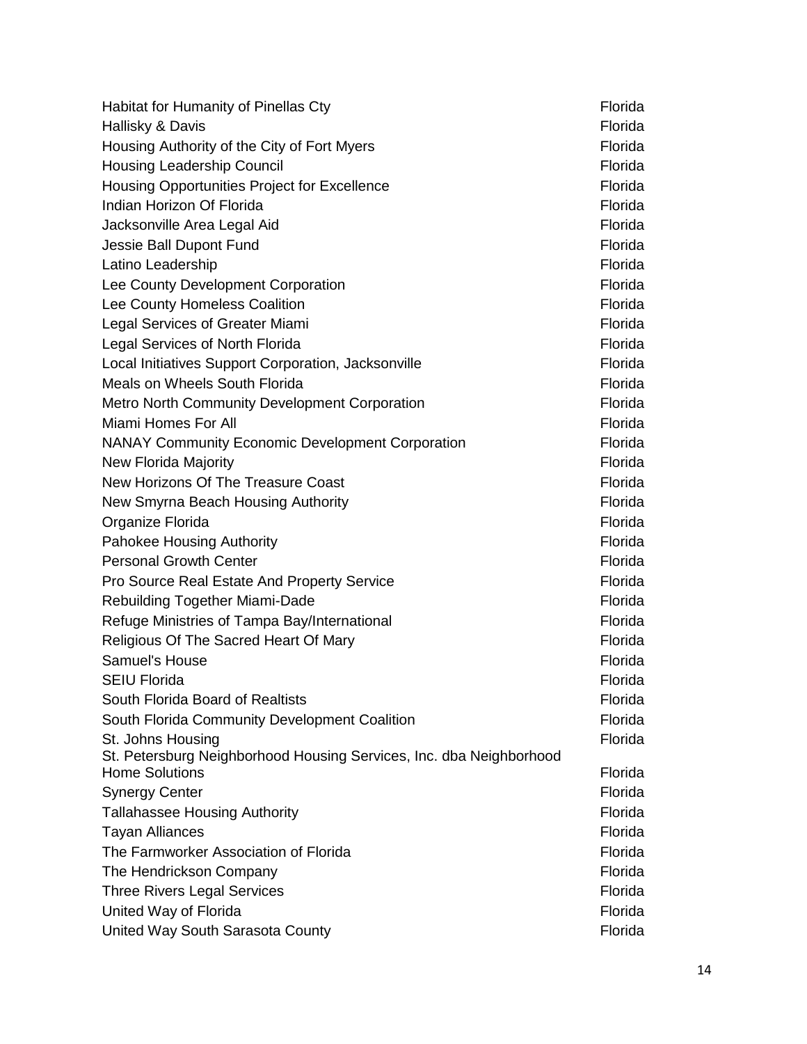| | |
|---|---|
| Habitat for Humanity of Pinellas Cty | Florida |
| Hallisky & Davis | Florida |
| Housing Authority of the City of Fort Myers | Florida |
| Housing Leadership Council | Florida |
| Housing Opportunities Project for Excellence | Florida |
| Indian Horizon Of Florida | Florida |
| Jacksonville Area Legal Aid | Florida |
| Jessie Ball Dupont Fund | Florida |
| Latino Leadership | Florida |
| Lee County Development Corporation | Florida |
| Lee County Homeless Coalition | Florida |
| Legal Services of Greater Miami | Florida |
| Legal Services of North Florida | Florida |
| Local Initiatives Support Corporation, Jacksonville | Florida |
| Meals on Wheels South Florida | Florida |
| Metro North Community Development Corporation | Florida |
| Miami Homes For All | Florida |
| NANAY Community Economic Development Corporation | Florida |
| New Florida Majority | Florida |
| New Horizons Of The Treasure Coast | Florida |
| New Smyrna Beach Housing Authority | Florida |
| Organize Florida | Florida |
| Pahokee Housing Authority | Florida |
| Personal Growth Center | Florida |
| Pro Source Real Estate And Property Service | Florida |
| Rebuilding Together Miami-Dade | Florida |
| Refuge Ministries of Tampa Bay/International | Florida |
| Religious Of The Sacred Heart Of Mary | Florida |
| Samuel's House | Florida |
| SEIU Florida | Florida |
| South Florida Board of Realtists | Florida |
| South Florida Community Development Coalition | Florida |
| St. Johns Housing | Florida |
| St. Petersburg Neighborhood Housing Services, Inc. dba Neighborhood Home Solutions | Florida |
| Synergy Center | Florida |
| Tallahassee Housing Authority | Florida |
| Tayan Alliances | Florida |
| The Farmworker Association of Florida | Florida |
| The Hendrickson Company | Florida |
| Three Rivers Legal Services | Florida |
| United Way of Florida | Florida |
| United Way South Sarasota County | Florida |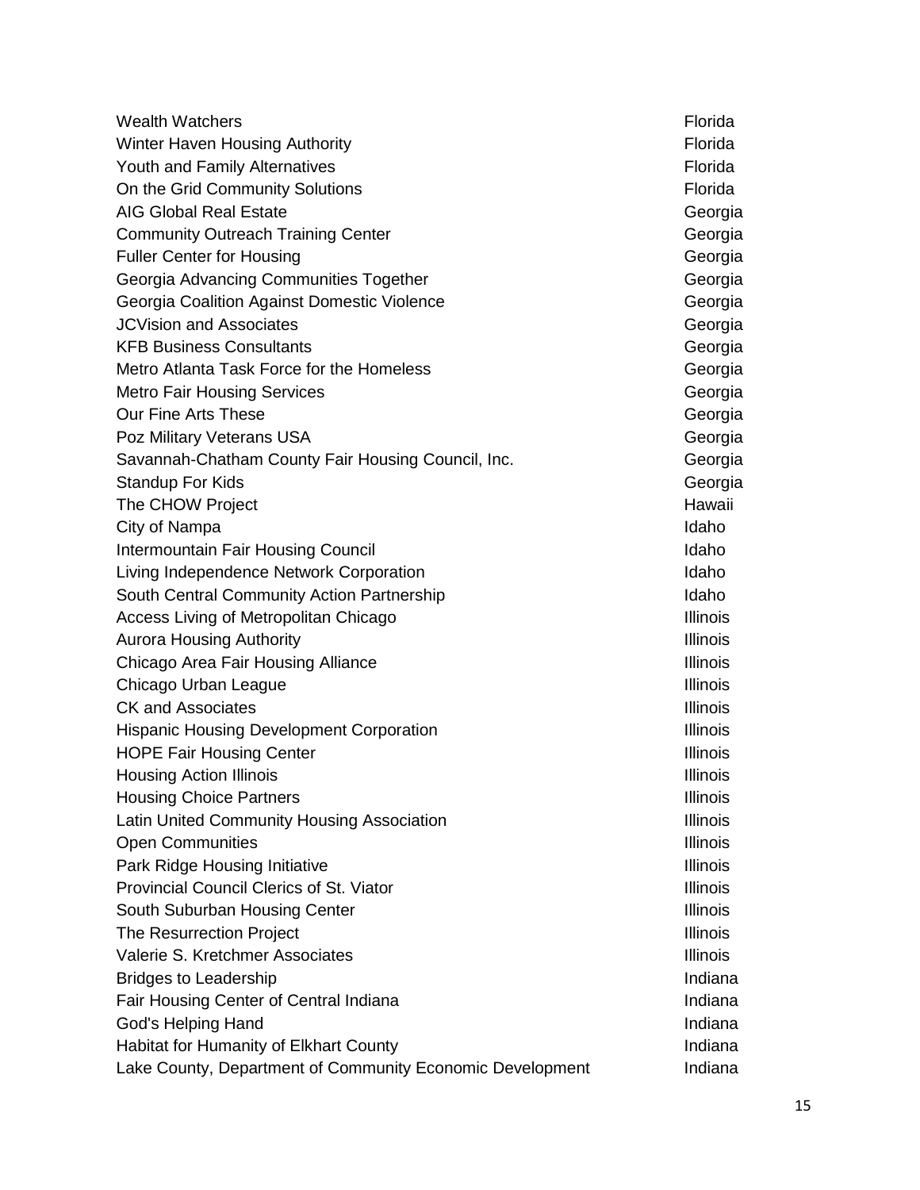| | |
|---|---|
| Wealth Watchers | Florida |
| Winter Haven Housing Authority | Florida |
| Youth and Family Alternatives | Florida |
| On the Grid Community Solutions | Florida |
| AIG Global Real Estate | Georgia |
| Community Outreach Training Center | Georgia |
| Fuller Center for Housing | Georgia |
| Georgia Advancing Communities Together | Georgia |
| Georgia Coalition Against Domestic Violence | Georgia |
| JCVision and Associates | Georgia |
| KFB Business Consultants | Georgia |
| Metro Atlanta Task Force for the Homeless | Georgia |
| Metro Fair Housing Services | Georgia |
| Our Fine Arts These | Georgia |
| Poz Military Veterans USA | Georgia |
| Savannah-Chatham County Fair Housing Council, Inc. | Georgia |
| Standup For Kids | Georgia |
| The CHOW Project | Hawaii |
| City of Nampa | Idaho |
| Intermountain Fair Housing Council | Idaho |
| Living Independence Network Corporation | Idaho |
| South Central Community Action Partnership | Idaho |
| Access Living of Metropolitan Chicago | Illinois |
| Aurora Housing Authority | Illinois |
| Chicago Area Fair Housing Alliance | Illinois |
| Chicago Urban League | Illinois |
| CK and Associates | Illinois |
| Hispanic Housing Development Corporation | Illinois |
| HOPE Fair Housing Center | Illinois |
| Housing Action Illinois | Illinois |
| Housing Choice Partners | Illinois |
| Latin United Community Housing Association | Illinois |
| Open Communities | Illinois |
| Park Ridge Housing Initiative | Illinois |
| Provincial Council Clerics of St. Viator | Illinois |
| South Suburban Housing Center | Illinois |
| The Resurrection Project | Illinois |
| Valerie S. Kretchmer Associates | Illinois |
| Bridges to Leadership | Indiana |
| Fair Housing Center of Central Indiana | Indiana |
| God's Helping Hand | Indiana |
| Habitat for Humanity of Elkhart County | Indiana |
| Lake County, Department of Community Economic Development | Indiana |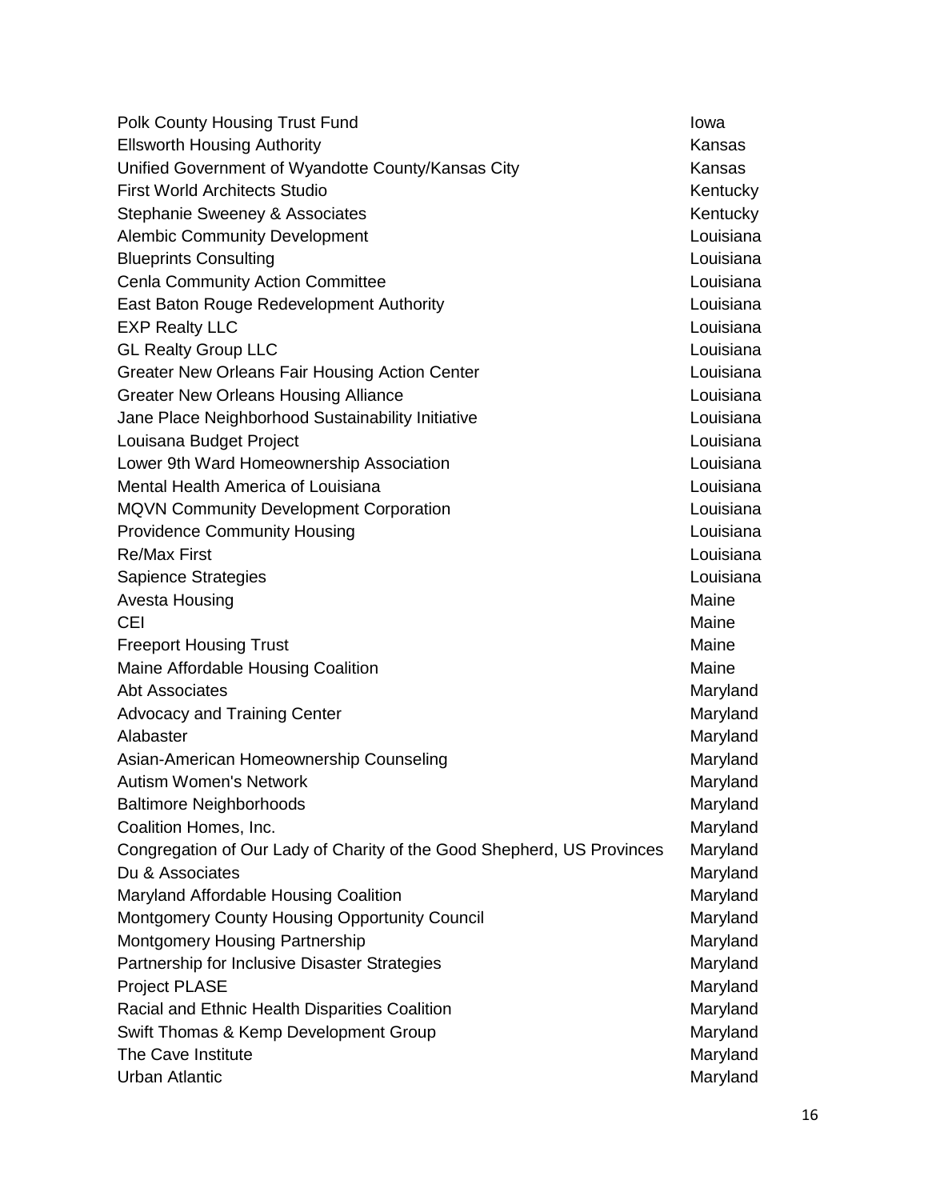| | |
|---|---|
| Polk County Housing Trust Fund | Iowa |
| Ellsworth Housing Authority | Kansas |
| Unified Government of Wyandotte County/Kansas City | Kansas |
| First World Architects Studio | Kentucky |
| Stephanie Sweeney & Associates | Kentucky |
| Alembic Community Development | Louisiana |
| Blueprints Consulting | Louisiana |
| Cenla Community Action Committee | Louisiana |
| East Baton Rouge Redevelopment Authority | Louisiana |
| EXP Realty LLC | Louisiana |
| GL Realty Group LLC | Louisiana |
| Greater New Orleans Fair Housing Action Center | Louisiana |
| Greater New Orleans Housing Alliance | Louisiana |
| Jane Place Neighborhood Sustainability Initiative | Louisiana |
| Louisana Budget Project | Louisiana |
| Lower 9th Ward Homeownership Association | Louisiana |
| Mental Health America of Louisiana | Louisiana |
| MQVN Community Development Corporation | Louisiana |
| Providence Community Housing | Louisiana |
| Re/Max First | Louisiana |
| Sapience Strategies | Louisiana |
| Avesta Housing | Maine |
| CEI | Maine |
| Freeport Housing Trust | Maine |
| Maine Affordable Housing Coalition | Maine |
| Abt Associates | Maryland |
| Advocacy and Training Center | Maryland |
| Alabaster | Maryland |
| Asian-American Homeownership Counseling | Maryland |
| Autism Women's Network | Maryland |
| Baltimore Neighborhoods | Maryland |
| Coalition Homes, Inc. | Maryland |
| Congregation of Our Lady of Charity of the Good Shepherd, US Provinces | Maryland |
| Du & Associates | Maryland |
| Maryland Affordable Housing Coalition | Maryland |
| Montgomery County Housing Opportunity Council | Maryland |
| Montgomery Housing Partnership | Maryland |
| Partnership for Inclusive Disaster Strategies | Maryland |
| Project PLASE | Maryland |
| Racial and Ethnic Health Disparities Coalition | Maryland |
| Swift Thomas & Kemp Development Group | Maryland |
| The Cave Institute | Maryland |
| Urban Atlantic | Maryland |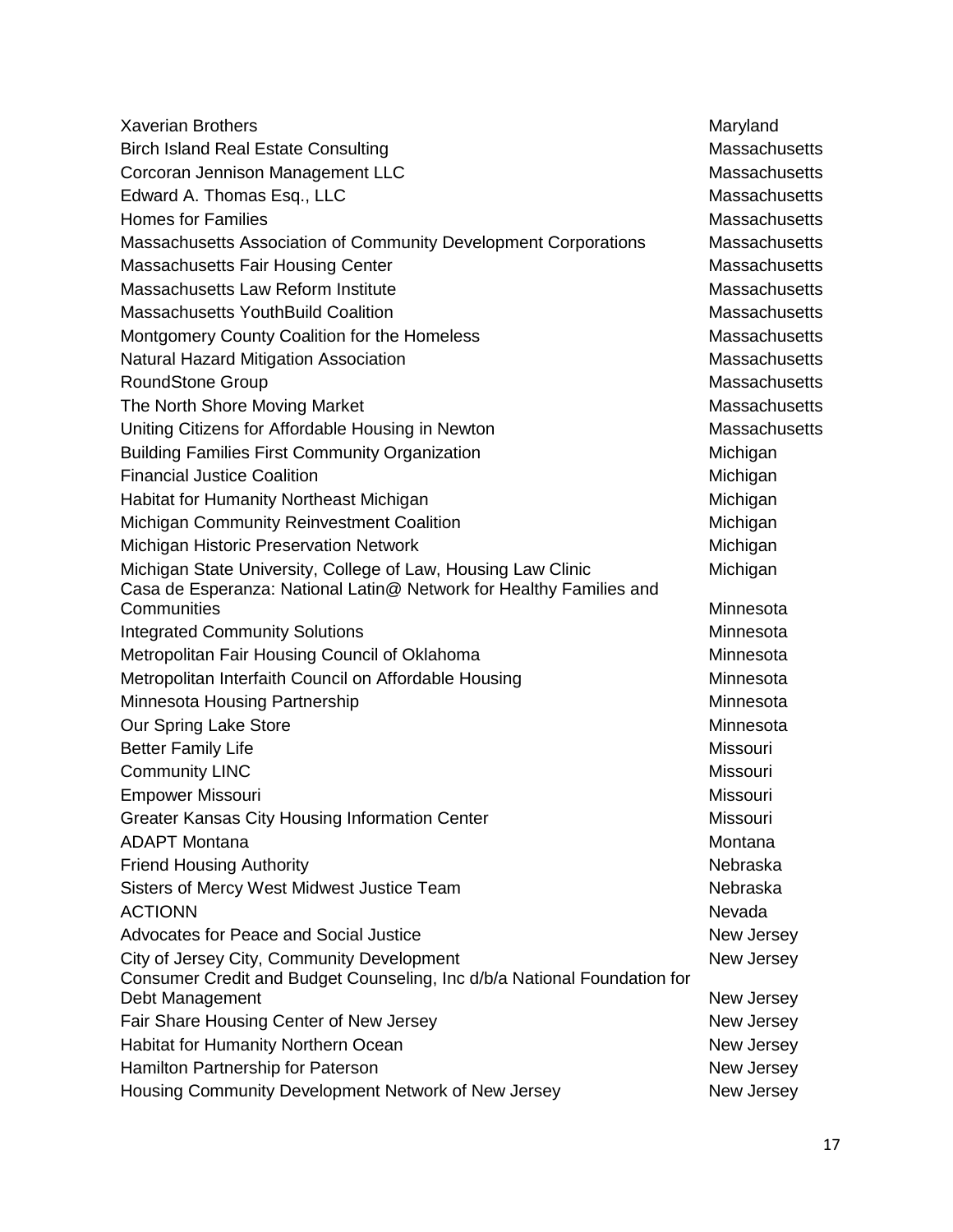| | |
|---|---|
| Xaverian Brothers | Maryland |
| Birch Island Real Estate Consulting | Massachusetts |
| Corcoran Jennison Management LLC | Massachusetts |
| Edward A. Thomas Esq., LLC | Massachusetts |
| Homes for Families | Massachusetts |
| Massachusetts Association of Community Development Corporations | Massachusetts |
| Massachusetts Fair Housing Center | Massachusetts |
| Massachusetts Law Reform Institute | Massachusetts |
| Massachusetts YouthBuild Coalition | Massachusetts |
| Montgomery County Coalition for the Homeless | Massachusetts |
| Natural Hazard Mitigation Association | Massachusetts |
| RoundStone Group | Massachusetts |
| The North Shore Moving Market | Massachusetts |
| Uniting Citizens for Affordable Housing in Newton | Massachusetts |
| Building Families First Community Organization | Michigan |
| Financial Justice Coalition | Michigan |
| Habitat for Humanity Northeast Michigan | Michigan |
| Michigan Community Reinvestment Coalition | Michigan |
| Michigan Historic Preservation Network | Michigan |
| Michigan State University, College of Law, Housing Law Clinic | Michigan |
| Casa de Esperanza: National Latin@ Network for Healthy Families and Communities | Minnesota |
| Integrated Community Solutions | Minnesota |
| Metropolitan Fair Housing Council of Oklahoma | Minnesota |
| Metropolitan Interfaith Council on Affordable Housing | Minnesota |
| Minnesota Housing Partnership | Minnesota |
| Our Spring Lake Store | Minnesota |
| Better Family Life | Missouri |
| Community LINC | Missouri |
| Empower Missouri | Missouri |
| Greater Kansas City Housing Information Center | Missouri |
| ADAPT Montana | Montana |
| Friend Housing Authority | Nebraska |
| Sisters of Mercy West Midwest Justice Team | Nebraska |
| ACTIONN | Nevada |
| Advocates for Peace and Social Justice | New Jersey |
| City of Jersey City, Community Development | New Jersey |
| Consumer Credit and Budget Counseling, Inc d/b/a National Foundation for Debt Management | New Jersey |
| Fair Share Housing Center of New Jersey | New Jersey |
| Habitat for Humanity Northern Ocean | New Jersey |
| Hamilton Partnership for Paterson | New Jersey |
| Housing Community Development Network of New Jersey | New Jersey |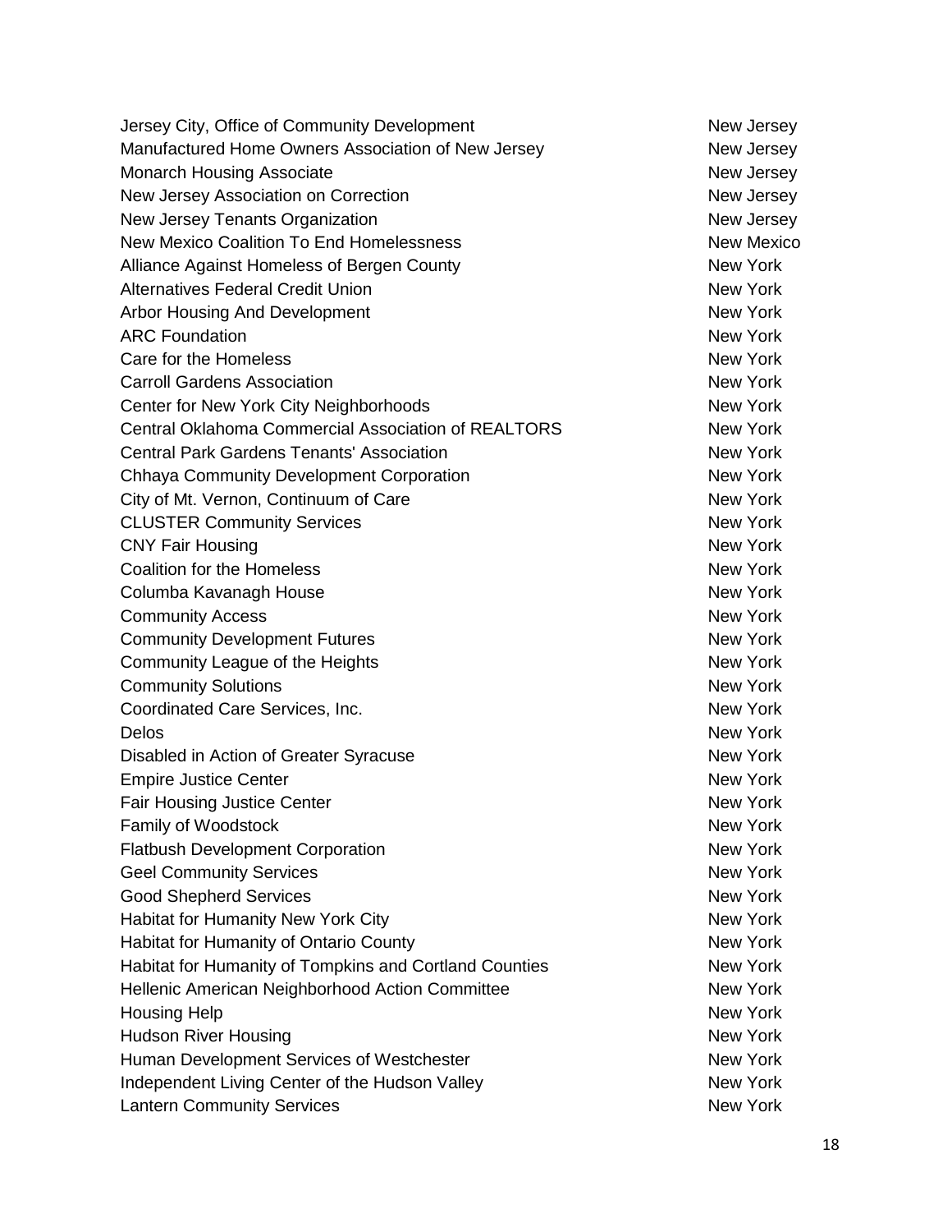| | |
|---|---|
| Jersey City, Office of Community Development | New Jersey |
| Manufactured Home Owners Association of New Jersey | New Jersey |
| Monarch Housing Associate | New Jersey |
| New Jersey Association on Correction | New Jersey |
| New Jersey Tenants Organization | New Jersey |
| New Mexico Coalition To End Homelessness | New Mexico |
| Alliance Against Homeless of Bergen County | New York |
| Alternatives Federal Credit Union | New York |
| Arbor Housing And Development | New York |
| ARC Foundation | New York |
| Care for the Homeless | New York |
| Carroll Gardens Association | New York |
| Center for New York City Neighborhoods | New York |
| Central Oklahoma Commercial Association of REALTORS | New York |
| Central Park Gardens Tenants' Association | New York |
| Chhaya Community Development Corporation | New York |
| City of Mt. Vernon, Continuum of Care | New York |
| CLUSTER Community Services | New York |
| CNY Fair Housing | New York |
| Coalition for the Homeless | New York |
| Columba Kavanagh House | New York |
| Community Access | New York |
| Community Development Futures | New York |
| Community League of the Heights | New York |
| Community Solutions | New York |
| Coordinated Care Services, Inc. | New York |
| Delos | New York |
| Disabled in Action of Greater Syracuse | New York |
| Empire Justice Center | New York |
| Fair Housing Justice Center | New York |
| Family of Woodstock | New York |
| Flatbush Development Corporation | New York |
| Geel Community Services | New York |
| Good Shepherd Services | New York |
| Habitat for Humanity New York City | New York |
| Habitat for Humanity of Ontario County | New York |
| Habitat for Humanity of Tompkins and Cortland Counties | New York |
| Hellenic American Neighborhood Action Committee | New York |
| Housing Help | New York |
| Hudson River Housing | New York |
| Human Development Services of Westchester | New York |
| Independent Living Center of the Hudson Valley | New York |
| Lantern Community Services | New York |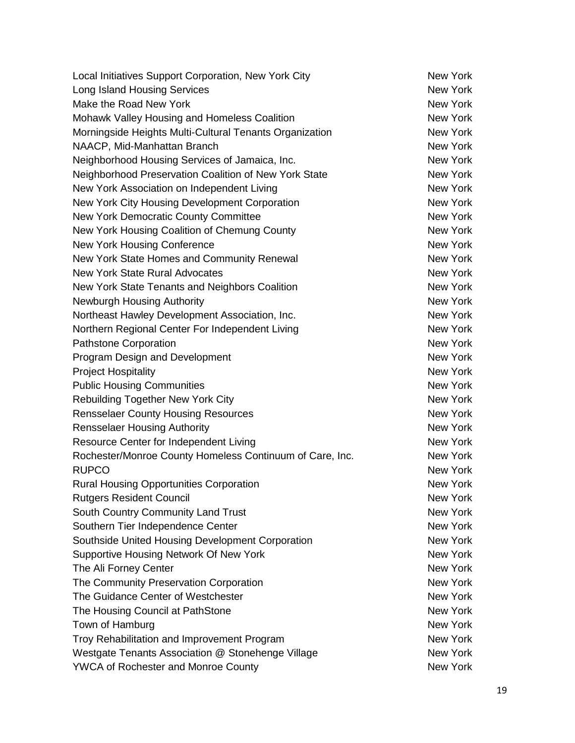| | |
|---|---|
| Local Initiatives Support Corporation, New York City | New York |
| Long Island Housing Services | New York |
| Make the Road New York | New York |
| Mohawk Valley Housing and Homeless Coalition | New York |
| Morningside Heights Multi-Cultural Tenants Organization | New York |
| NAACP, Mid-Manhattan Branch | New York |
| Neighborhood Housing Services of Jamaica, Inc. | New York |
| Neighborhood Preservation Coalition of New York State | New York |
| New York Association on Independent Living | New York |
| New York City Housing Development Corporation | New York |
| New York Democratic County Committee | New York |
| New York Housing Coalition of Chemung County | New York |
| New York Housing Conference | New York |
| New York State Homes and Community Renewal | New York |
| New York State Rural Advocates | New York |
| New York State Tenants and Neighbors Coalition | New York |
| Newburgh Housing Authority | New York |
| Northeast Hawley Development Association, Inc. | New York |
| Northern Regional Center For Independent Living | New York |
| Pathstone Corporation | New York |
| Program Design and Development | New York |
| Project Hospitality | New York |
| Public Housing Communities | New York |
| Rebuilding Together New York City | New York |
| Rensselaer County Housing Resources | New York |
| Rensselaer Housing Authority | New York |
| Resource Center for Independent Living | New York |
| Rochester/Monroe County Homeless Continuum of Care, Inc. | New York |
| RUPCO | New York |
| Rural Housing Opportunities Corporation | New York |
| Rutgers Resident Council | New York |
| South Country Community Land Trust | New York |
| Southern Tier Independence Center | New York |
| Southside United Housing Development Corporation | New York |
| Supportive Housing Network Of New York | New York |
| The Ali Forney Center | New York |
| The Community Preservation Corporation | New York |
| The Guidance Center of Westchester | New York |
| The Housing Council at PathStone | New York |
| Town of Hamburg | New York |
| Troy Rehabilitation and Improvement Program | New York |
| Westgate Tenants Association @ Stonehenge Village | New York |
| YWCA of Rochester and Monroe County | New York |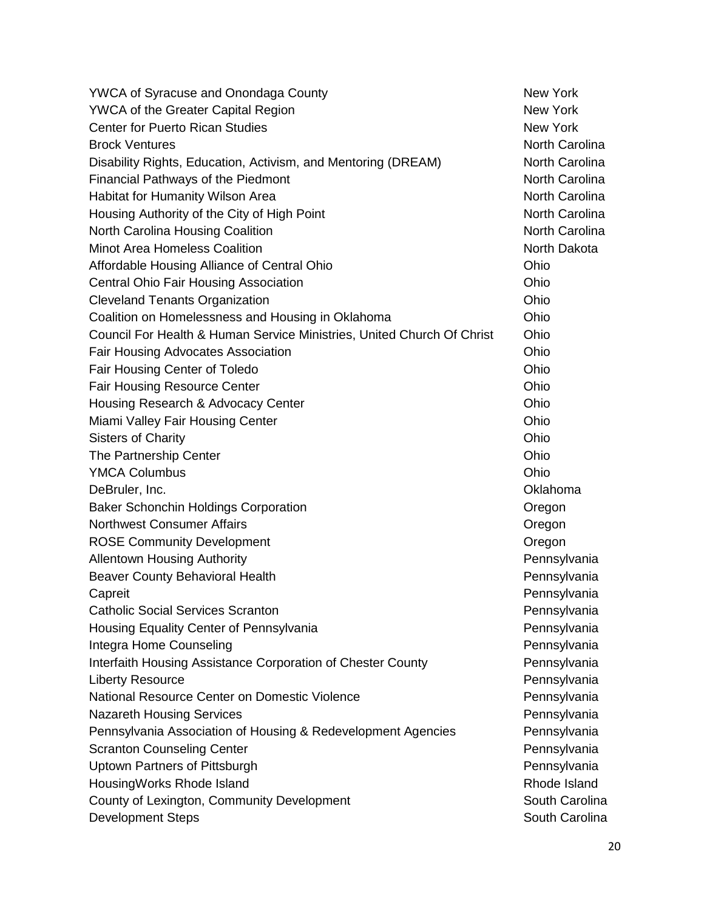| | |
|---|---|
| YWCA of Syracuse and Onondaga County | New York |
| YWCA of the Greater Capital Region | New York |
| Center for Puerto Rican Studies | New York |
| Brock Ventures | North Carolina |
| Disability Rights, Education, Activism, and Mentoring (DREAM) | North Carolina |
| Financial Pathways of the Piedmont | North Carolina |
| Habitat for Humanity Wilson Area | North Carolina |
| Housing Authority of the City of High Point | North Carolina |
| North Carolina Housing Coalition | North Carolina |
| Minot Area Homeless Coalition | North Dakota |
| Affordable Housing Alliance of Central Ohio | Ohio |
| Central Ohio Fair Housing Association | Ohio |
| Cleveland Tenants Organization | Ohio |
| Coalition on Homelessness and Housing in Oklahoma | Ohio |
| Council For Health & Human Service Ministries, United Church Of Christ | Ohio |
| Fair Housing Advocates Association | Ohio |
| Fair Housing Center of Toledo | Ohio |
| Fair Housing Resource Center | Ohio |
| Housing Research & Advocacy Center | Ohio |
| Miami Valley Fair Housing Center | Ohio |
| Sisters of Charity | Ohio |
| The Partnership Center | Ohio |
| YMCA Columbus | Ohio |
| DeBruler, Inc. | Oklahoma |
| Baker Schonchin Holdings Corporation | Oregon |
| Northwest Consumer Affairs | Oregon |
| ROSE Community Development | Oregon |
| Allentown Housing Authority | Pennsylvania |
| Beaver County Behavioral Health | Pennsylvania |
| Capreit | Pennsylvania |
| Catholic Social Services Scranton | Pennsylvania |
| Housing Equality Center of Pennsylvania | Pennsylvania |
| Integra Home Counseling | Pennsylvania |
| Interfaith Housing Assistance Corporation of Chester County | Pennsylvania |
| Liberty Resource | Pennsylvania |
| National Resource Center on Domestic Violence | Pennsylvania |
| Nazareth Housing Services | Pennsylvania |
| Pennsylvania Association of Housing & Redevelopment Agencies | Pennsylvania |
| Scranton Counseling Center | Pennsylvania |
| Uptown Partners of Pittsburgh | Pennsylvania |
| HousingWorks Rhode Island | Rhode Island |
| County of Lexington, Community Development | South Carolina |
| Development Steps | South Carolina |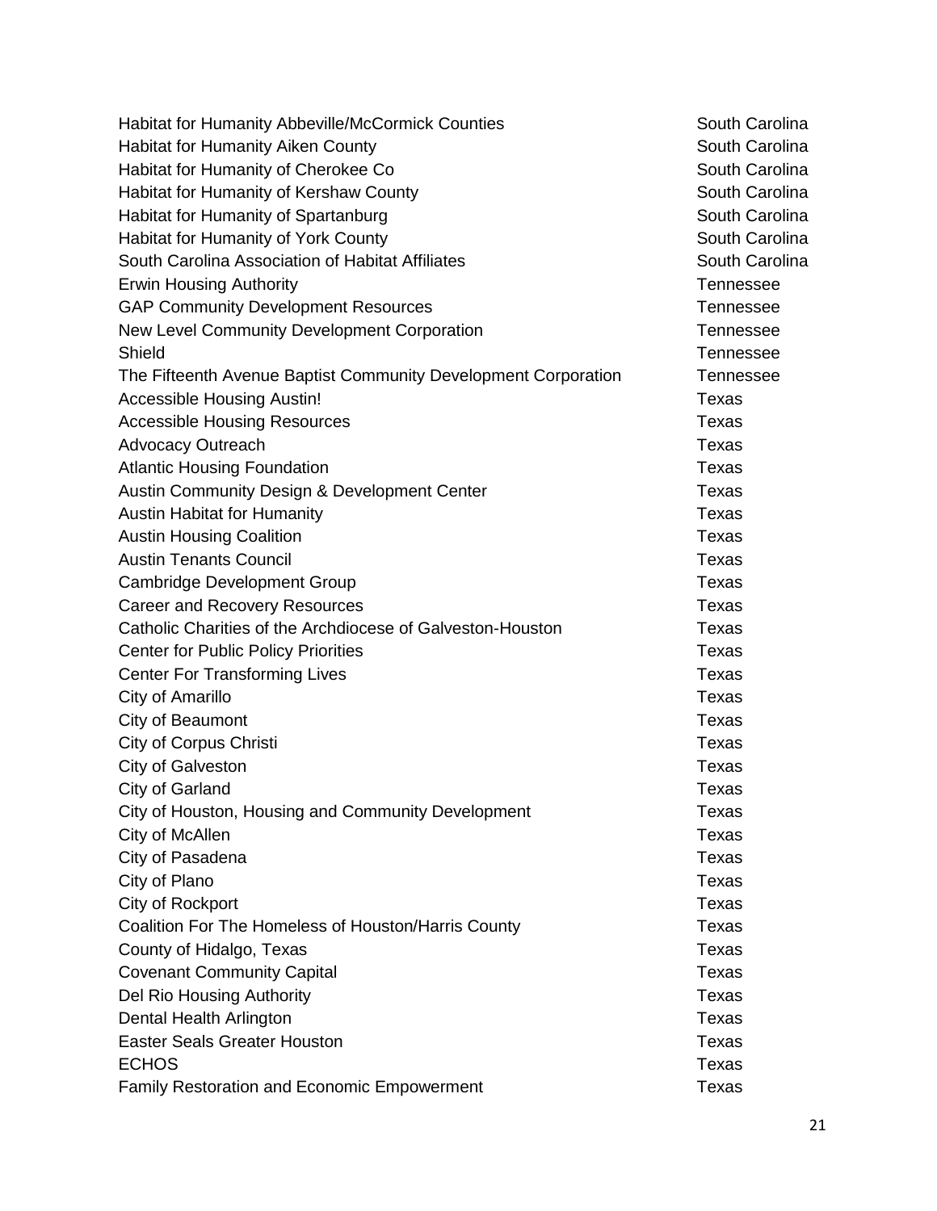| | |
|---|---|
| Habitat for Humanity Abbeville/McCormick Counties | South Carolina |
| Habitat for Humanity Aiken County | South Carolina |
| Habitat for Humanity of Cherokee Co | South Carolina |
| Habitat for Humanity of Kershaw County | South Carolina |
| Habitat for Humanity of Spartanburg | South Carolina |
| Habitat for Humanity of York County | South Carolina |
| South Carolina Association of Habitat Affiliates | South Carolina |
| Erwin Housing Authority | Tennessee |
| GAP Community Development Resources | Tennessee |
| New Level Community Development Corporation | Tennessee |
| Shield | Tennessee |
| The Fifteenth Avenue Baptist Community Development Corporation | Tennessee |
| Accessible Housing Austin! | Texas |
| Accessible Housing Resources | Texas |
| Advocacy Outreach | Texas |
| Atlantic Housing Foundation | Texas |
| Austin Community Design & Development Center | Texas |
| Austin Habitat for Humanity | Texas |
| Austin Housing Coalition | Texas |
| Austin Tenants Council | Texas |
| Cambridge Development Group | Texas |
| Career and Recovery Resources | Texas |
| Catholic Charities of the Archdiocese of Galveston-Houston | Texas |
| Center for Public Policy Priorities | Texas |
| Center For Transforming Lives | Texas |
| City of Amarillo | Texas |
| City of Beaumont | Texas |
| City of Corpus Christi | Texas |
| City of Galveston | Texas |
| City of Garland | Texas |
| City of Houston, Housing and Community Development | Texas |
| City of McAllen | Texas |
| City of Pasadena | Texas |
| City of Plano | Texas |
| City of Rockport | Texas |
| Coalition For The Homeless of Houston/Harris County | Texas |
| County of Hidalgo, Texas | Texas |
| Covenant Community Capital | Texas |
| Del Rio Housing Authority | Texas |
| Dental Health Arlington | Texas |
| Easter Seals Greater Houston | Texas |
| ECHOS | Texas |
| Family Restoration and Economic Empowerment | Texas |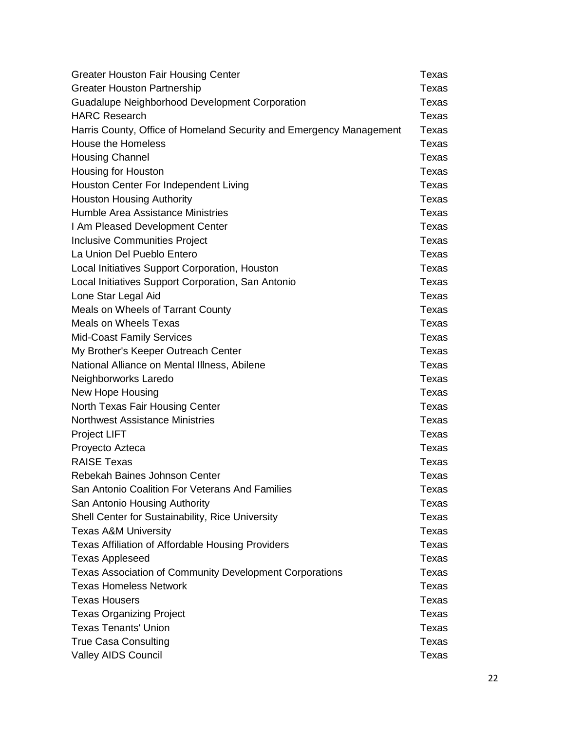| | |
|---|---|
| Greater Houston Fair Housing Center | Texas |
| Greater Houston Partnership | Texas |
| Guadalupe Neighborhood Development Corporation | Texas |
| HARC Research | Texas |
| Harris County, Office of Homeland Security and Emergency Management | Texas |
| House the Homeless | Texas |
| Housing Channel | Texas |
| Housing for Houston | Texas |
| Houston Center For Independent Living | Texas |
| Houston Housing Authority | Texas |
| Humble Area Assistance Ministries | Texas |
| I Am Pleased Development Center | Texas |
| Inclusive Communities Project | Texas |
| La Union Del Pueblo Entero | Texas |
| Local Initiatives Support Corporation, Houston | Texas |
| Local Initiatives Support Corporation, San Antonio | Texas |
| Lone Star Legal Aid | Texas |
| Meals on Wheels of Tarrant County | Texas |
| Meals on Wheels Texas | Texas |
| Mid-Coast Family Services | Texas |
| My Brother's Keeper Outreach Center | Texas |
| National Alliance on Mental Illness, Abilene | Texas |
| Neighborworks Laredo | Texas |
| New Hope Housing | Texas |
| North Texas Fair Housing Center | Texas |
| Northwest Assistance Ministries | Texas |
| Project LIFT | Texas |
| Proyecto Azteca | Texas |
| RAISE Texas | Texas |
| Rebekah Baines Johnson Center | Texas |
| San Antonio Coalition For Veterans And Families | Texas |
| San Antonio Housing Authority | Texas |
| Shell Center for Sustainability, Rice University | Texas |
| Texas A&M University | Texas |
| Texas Affiliation of Affordable Housing Providers | Texas |
| Texas Appleseed | Texas |
| Texas Association of Community Development Corporations | Texas |
| Texas Homeless Network | Texas |
| Texas Housers | Texas |
| Texas Organizing Project | Texas |
| Texas Tenants' Union | Texas |
| True Casa Consulting | Texas |
| Valley AIDS Council | Texas |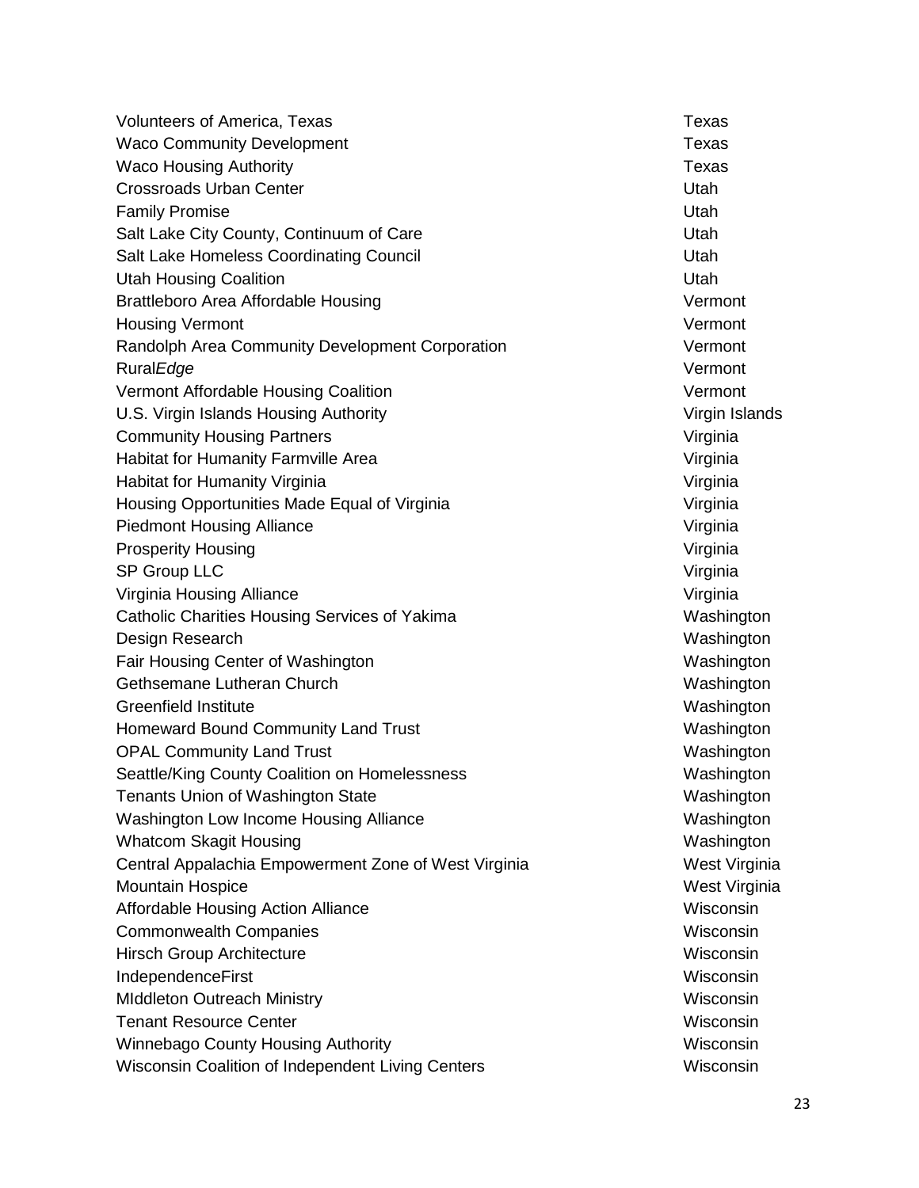| | |
|---|---|
| Volunteers of America, Texas | Texas |
| Waco Community Development | Texas |
| Waco Housing Authority | Texas |
| Crossroads Urban Center | Utah |
| Family Promise | Utah |
| Salt Lake City County, Continuum of Care | Utah |
| Salt Lake Homeless Coordinating Council | Utah |
| Utah Housing Coalition | Utah |
| Brattleboro Area Affordable Housing | Vermont |
| Housing Vermont | Vermont |
| Randolph Area Community Development Corporation | Vermont |
| Rural*Edge* | Vermont |
| Vermont Affordable Housing Coalition | Vermont |
| U.S. Virgin Islands Housing Authority | Virgin Islands |
| Community Housing Partners | Virginia |
| Habitat for Humanity Farmville Area | Virginia |
| Habitat for Humanity Virginia | Virginia |
| Housing Opportunities Made Equal of Virginia | Virginia |
| Piedmont Housing Alliance | Virginia |
| Prosperity Housing | Virginia |
| SP Group LLC | Virginia |
| Virginia Housing Alliance | Virginia |
| Catholic Charities Housing Services of Yakima | Washington |
| Design Research | Washington |
| Fair Housing Center of Washington | Washington |
| Gethsemane Lutheran Church | Washington |
| Greenfield Institute | Washington |
| Homeward Bound Community Land Trust | Washington |
| OPAL Community Land Trust | Washington |
| Seattle/King County Coalition on Homelessness | Washington |
| Tenants Union of Washington State | Washington |
| Washington Low Income Housing Alliance | Washington |
| Whatcom Skagit Housing | Washington |
| Central Appalachia Empowerment Zone of West Virginia | West Virginia |
| Mountain Hospice | West Virginia |
| Affordable Housing Action Alliance | Wisconsin |
| Commonwealth Companies | Wisconsin |
| Hirsch Group Architecture | Wisconsin |
| IndependenceFirst | Wisconsin |
| MIddleton Outreach Ministry | Wisconsin |
| Tenant Resource Center | Wisconsin |
| Winnebago County Housing Authority | Wisconsin |
| Wisconsin Coalition of Independent Living Centers | Wisconsin |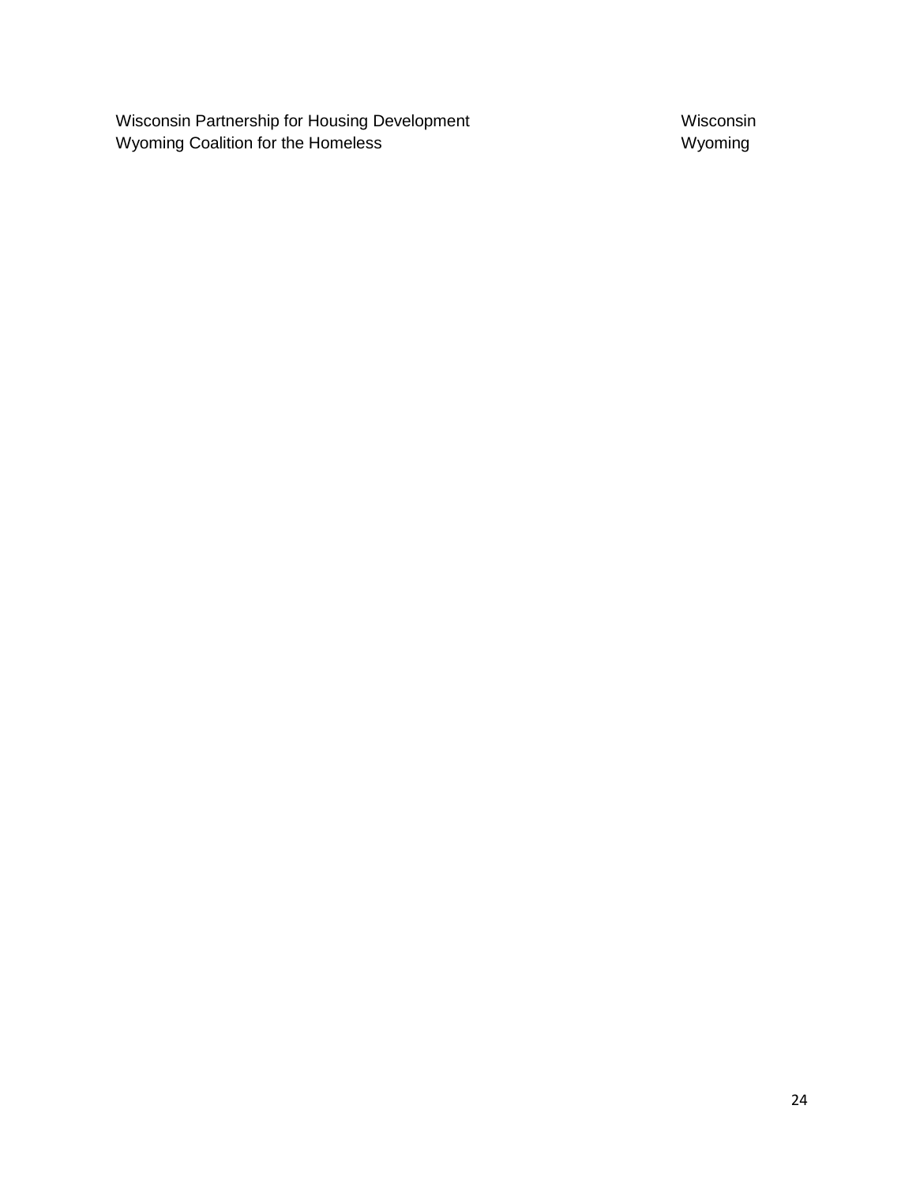| | |
|---|---|
| Wisconsin Partnership for Housing Development | Wisconsin |
| Wyoming Coalition for the Homeless | Wyoming |